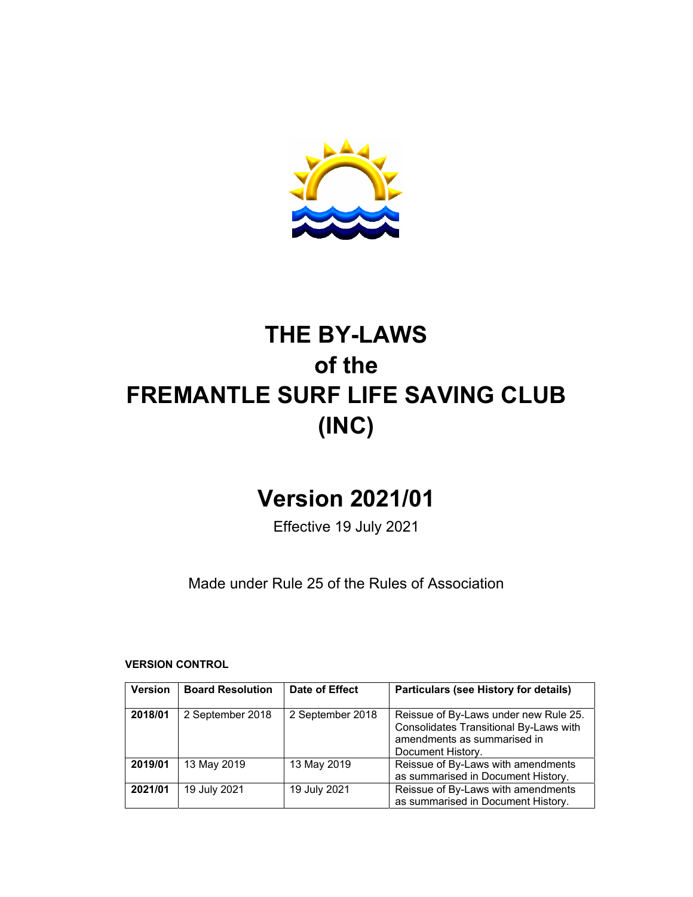# THE BY-LAWS of the FREMANTLE SURF LIFE SAVING CLUB (INC)

# Version 2021/01

Effective 19 July 2021

Made under Rule 25 of the Rules of Association

**VERSION CONTROL**

| Version | Board Resolution | Date of Effect | Particulars (see History for details) |
|---|---|---|---|
| **2018/01** | 2 September 2018 | 2 September 2018 | Reissue of By-Laws under new Rule 25. Consolidates Transitional By-Laws with amendments as summarised in Document History. |
| **2019/01** | 13 May 2019 | 13 May 2019 | Reissue of By-Laws with amendments as summarised in Document History. |
| **2021/01** | 19 July 2021 | 19 July 2021 | Reissue of By-Laws with amendments as summarised in Document History. |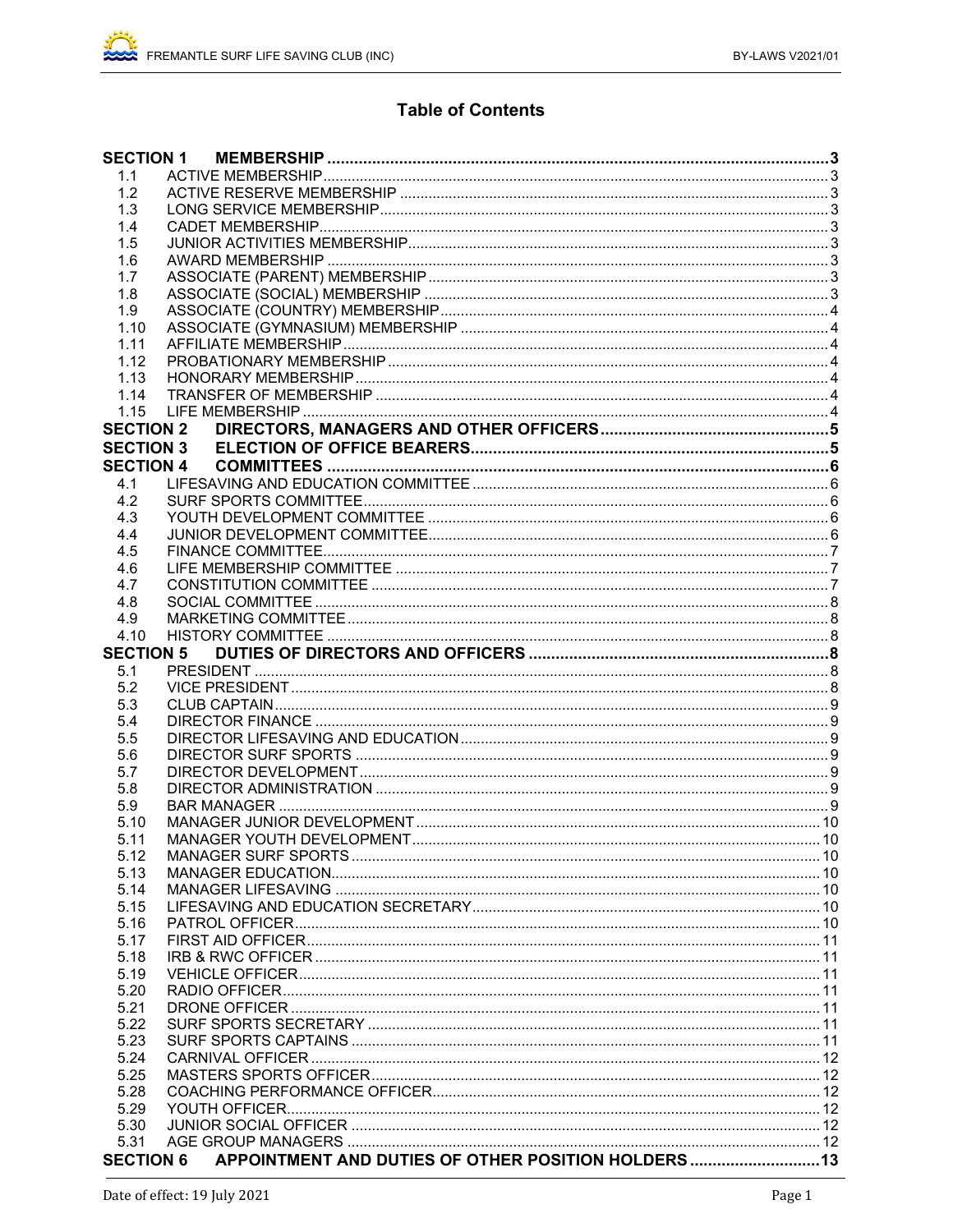# Table of Contents

| | | |
|---|---|---|
| **SECTION 1** | **MEMBERSHIP** | **3** |
| 1.1 | ACTIVE MEMBERSHIP | 3 |
| 1.2 | ACTIVE RESERVE MEMBERSHIP | 3 |
| 1.3 | LONG SERVICE MEMBERSHIP | 3 |
| 1.4 | CADET MEMBERSHIP | 3 |
| 1.5 | JUNIOR ACTIVITIES MEMBERSHIP | 3 |
| 1.6 | AWARD MEMBERSHIP | 3 |
| 1.7 | ASSOCIATE (PARENT) MEMBERSHIP | 3 |
| 1.8 | ASSOCIATE (SOCIAL) MEMBERSHIP | 3 |
| 1.9 | ASSOCIATE (COUNTRY) MEMBERSHIP | 4 |
| 1.10 | ASSOCIATE (GYMNASIUM) MEMBERSHIP | 4 |
| 1.11 | AFFILIATE MEMBERSHIP | 4 |
| 1.12 | PROBATIONARY MEMBERSHIP | 4 |
| 1.13 | HONORARY MEMBERSHIP | 4 |
| 1.14 | TRANSFER OF MEMBERSHIP | 4 |
| 1.15 | LIFE MEMBERSHIP | 4 |
| **SECTION 2** | **DIRECTORS, MANAGERS AND OTHER OFFICERS** | **5** |
| **SECTION 3** | **ELECTION OF OFFICE BEARERS** | **5** |
| **SECTION 4** | **COMMITTEES** | **6** |
| 4.1 | LIFESAVING AND EDUCATION COMMITTEE | 6 |
| 4.2 | SURF SPORTS COMMITTEE | 6 |
| 4.3 | YOUTH DEVELOPMENT COMMITTEE | 6 |
| 4.4 | JUNIOR DEVELOPMENT COMMITTEE | 6 |
| 4.5 | FINANCE COMMITTEE | 7 |
| 4.6 | LIFE MEMBERSHIP COMMITTEE | 7 |
| 4.7 | CONSTITUTION COMMITTEE | 7 |
| 4.8 | SOCIAL COMMITTEE | 8 |
| 4.9 | MARKETING COMMITTEE | 8 |
| 4.10 | HISTORY COMMITTEE | 8 |
| **SECTION 5** | **DUTIES OF DIRECTORS AND OFFICERS** | **8** |
| 5.1 | PRESIDENT | 8 |
| 5.2 | VICE PRESIDENT | 8 |
| 5.3 | CLUB CAPTAIN | 9 |
| 5.4 | DIRECTOR FINANCE | 9 |
| 5.5 | DIRECTOR LIFESAVING AND EDUCATION | 9 |
| 5.6 | DIRECTOR SURF SPORTS | 9 |
| 5.7 | DIRECTOR DEVELOPMENT | 9 |
| 5.8 | DIRECTOR ADMINISTRATION | 9 |
| 5.9 | BAR MANAGER | 9 |
| 5.10 | MANAGER JUNIOR DEVELOPMENT | 10 |
| 5.11 | MANAGER YOUTH DEVELOPMENT | 10 |
| 5.12 | MANAGER SURF SPORTS | 10 |
| 5.13 | MANAGER EDUCATION | 10 |
| 5.14 | MANAGER LIFESAVING | 10 |
| 5.15 | LIFESAVING AND EDUCATION SECRETARY | 10 |
| 5.16 | PATROL OFFICER | 10 |
| 5.17 | FIRST AID OFFICER | 11 |
| 5.18 | IRB & RWC OFFICER | 11 |
| 5.19 | VEHICLE OFFICER | 11 |
| 5.20 | RADIO OFFICER | 11 |
| 5.21 | DRONE OFFICER | 11 |
| 5.22 | SURF SPORTS SECRETARY | 11 |
| 5.23 | SURF SPORTS CAPTAINS | 11 |
| 5.24 | CARNIVAL OFFICER | 12 |
| 5.25 | MASTERS SPORTS OFFICER | 12 |
| 5.28 | COACHING PERFORMANCE OFFICER | 12 |
| 5.29 | YOUTH OFFICER | 12 |
| 5.30 | JUNIOR SOCIAL OFFICER | 12 |
| 5.31 | AGE GROUP MANAGERS | 12 |
| **SECTION 6** | **APPOINTMENT AND DUTIES OF OTHER POSITION HOLDERS** | **13** |

Date of effect: 19 July 2021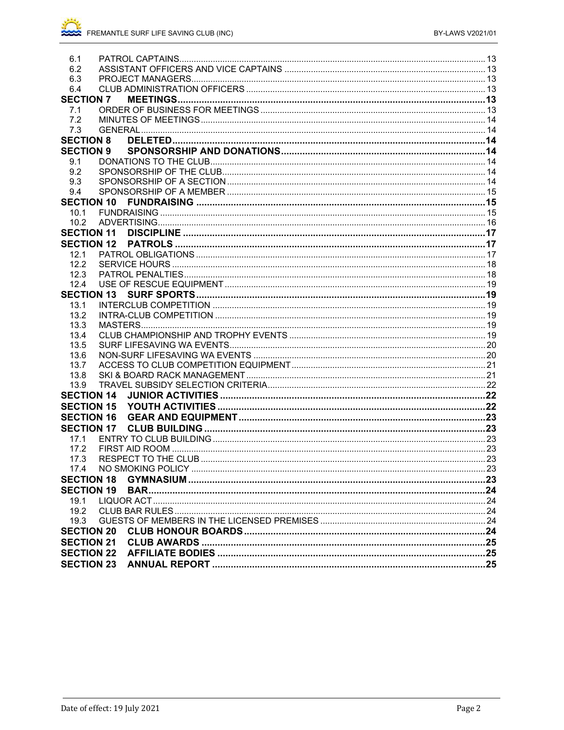| | | |
|---|---|---|
| 6.1 | PATROL CAPTAINS | 13 |
| 6.2 | ASSISTANT OFFICERS AND VICE CAPTAINS | 13 |
| 6.3 | PROJECT MANAGERS | 13 |
| 6.4 | CLUB ADMINISTRATION OFFICERS | 13 |
| **SECTION 7** | **MEETINGS** | **13** |
| 7.1 | ORDER OF BUSINESS FOR MEETINGS | 13 |
| 7.2 | MINUTES OF MEETINGS | 14 |
| 7.3 | GENERAL | 14 |
| **SECTION 8** | **DELETED** | **14** |
| **SECTION 9** | **SPONSORSHIP AND DONATIONS** | **14** |
| 9.1 | DONATIONS TO THE CLUB | 14 |
| 9.2 | SPONSORSHIP OF THE CLUB | 14 |
| 9.3 | SPONSORSHIP OF A SECTION | 14 |
| 9.4 | SPONSORSHIP OF A MEMBER | 15 |
| **SECTION 10** | **FUNDRAISING** | **15** |
| 10.1 | FUNDRAISING | 15 |
| 10.2 | ADVERTISING | 16 |
| **SECTION 11** | **DISCIPLINE** | **17** |
| **SECTION 12** | **PATROLS** | **17** |
| 12.1 | PATROL OBLIGATIONS | 17 |
| 12.2 | SERVICE HOURS | 18 |
| 12.3 | PATROL PENALTIES | 18 |
| 12.4 | USE OF RESCUE EQUIPMENT | 19 |
| **SECTION 13** | **SURF SPORTS** | **19** |
| 13.1 | INTERCLUB COMPETITION | 19 |
| 13.2 | INTRA-CLUB COMPETITION | 19 |
| 13.3 | MASTERS | 19 |
| 13.4 | CLUB CHAMPIONSHIP AND TROPHY EVENTS | 19 |
| 13.5 | SURF LIFESAVING WA EVENTS | 20 |
| 13.6 | NON-SURF LIFESAVING WA EVENTS | 20 |
| 13.7 | ACCESS TO CLUB COMPETITION EQUIPMENT | 21 |
| 13.8 | SKI & BOARD RACK MANAGEMENT | 21 |
| 13.9 | TRAVEL SUBSIDY SELECTION CRITERIA | 22 |
| **SECTION 14** | **JUNIOR ACTIVITIES** | **22** |
| **SECTION 15** | **YOUTH ACTIVITIES** | **22** |
| **SECTION 16** | **GEAR AND EQUIPMENT** | **23** |
| **SECTION 17** | **CLUB BUILDING** | **23** |
| 17.1 | ENTRY TO CLUB BUILDING | 23 |
| 17.2 | FIRST AID ROOM | 23 |
| 17.3 | RESPECT TO THE CLUB | 23 |
| 17.4 | NO SMOKING POLICY | 23 |
| **SECTION 18** | **GYMNASIUM** | **23** |
| **SECTION 19** | **BAR** | **24** |
| 19.1 | LIQUOR ACT | 24 |
| 19.2 | CLUB BAR RULES | 24 |
| 19.3 | GUESTS OF MEMBERS IN THE LICENSED PREMISES | 24 |
| **SECTION 20** | **CLUB HONOUR BOARDS** | **24** |
| **SECTION 21** | **CLUB AWARDS** | **25** |
| **SECTION 22** | **AFFILIATE BODIES** | **25** |
| **SECTION 23** | **ANNUAL REPORT** | **25** |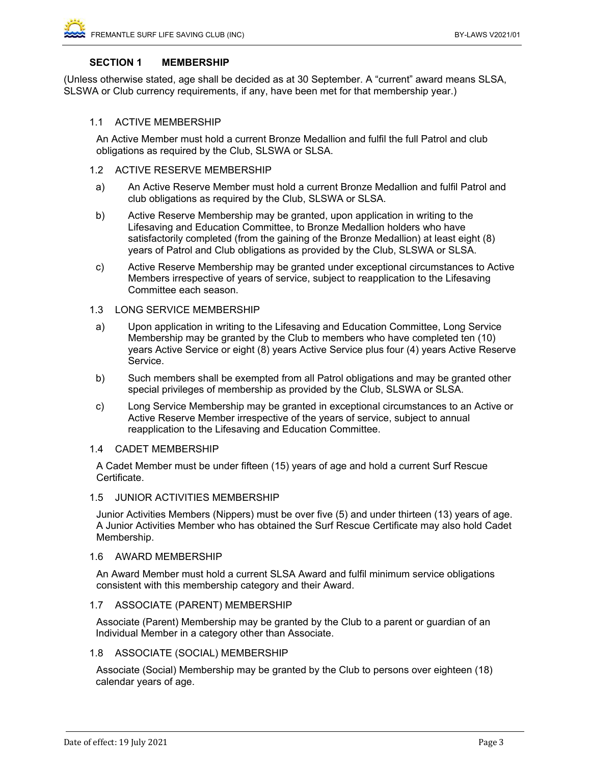## SECTION 1 MEMBERSHIP

(Unless otherwise stated, age shall be decided as at 30 September. A "current" award means SLSA, SLSWA or Club currency requirements, if any, have been met for that membership year.)

### 1.1 ACTIVE MEMBERSHIP

An Active Member must hold a current Bronze Medallion and fulfil the full Patrol and club obligations as required by the Club, SLSWA or SLSA.

### 1.2 ACTIVE RESERVE MEMBERSHIP

a) An Active Reserve Member must hold a current Bronze Medallion and fulfil Patrol and club obligations as required by the Club, SLSWA or SLSA.

b) Active Reserve Membership may be granted, upon application in writing to the Lifesaving and Education Committee, to Bronze Medallion holders who have satisfactorily completed (from the gaining of the Bronze Medallion) at least eight (8) years of Patrol and Club obligations as provided by the Club, SLSWA or SLSA.

c) Active Reserve Membership may be granted under exceptional circumstances to Active Members irrespective of years of service, subject to reapplication to the Lifesaving Committee each season.

### 1.3 LONG SERVICE MEMBERSHIP

a) Upon application in writing to the Lifesaving and Education Committee, Long Service Membership may be granted by the Club to members who have completed ten (10) years Active Service or eight (8) years Active Service plus four (4) years Active Reserve Service.

b) Such members shall be exempted from all Patrol obligations and may be granted other special privileges of membership as provided by the Club, SLSWA or SLSA.

c) Long Service Membership may be granted in exceptional circumstances to an Active or Active Reserve Member irrespective of the years of service, subject to annual reapplication to the Lifesaving and Education Committee.

### 1.4 CADET MEMBERSHIP

A Cadet Member must be under fifteen (15) years of age and hold a current Surf Rescue Certificate.

### 1.5 JUNIOR ACTIVITIES MEMBERSHIP

Junior Activities Members (Nippers) must be over five (5) and under thirteen (13) years of age. A Junior Activities Member who has obtained the Surf Rescue Certificate may also hold Cadet Membership.

### 1.6 AWARD MEMBERSHIP

An Award Member must hold a current SLSA Award and fulfil minimum service obligations consistent with this membership category and their Award.

### 1.7 ASSOCIATE (PARENT) MEMBERSHIP

Associate (Parent) Membership may be granted by the Club to a parent or guardian of an Individual Member in a category other than Associate.

### 1.8 ASSOCIATE (SOCIAL) MEMBERSHIP

Associate (Social) Membership may be granted by the Club to persons over eighteen (18) calendar years of age.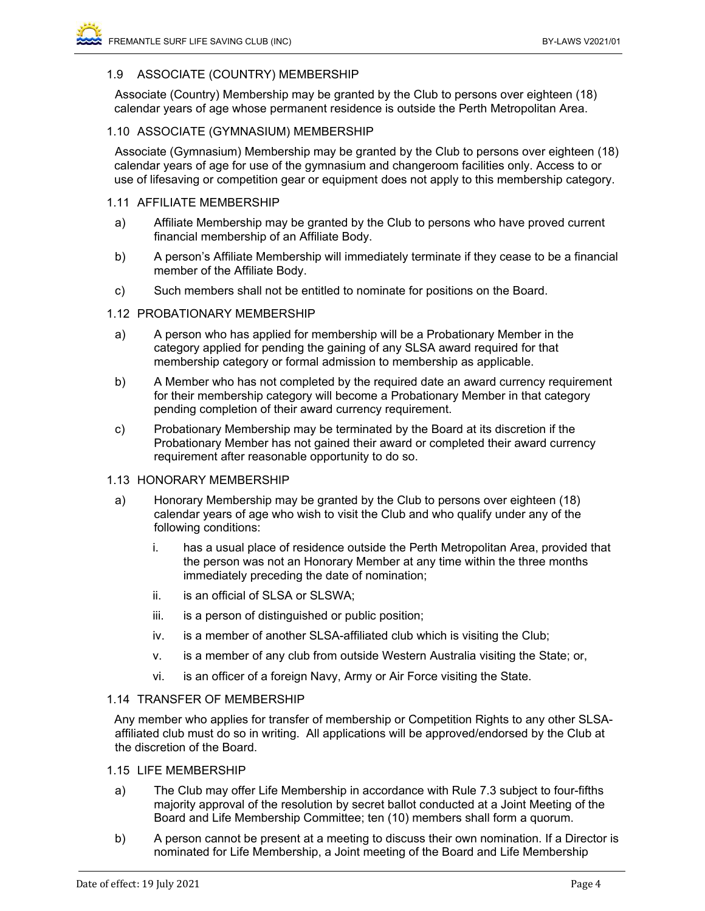### 1.9 ASSOCIATE (COUNTRY) MEMBERSHIP

Associate (Country) Membership may be granted by the Club to persons over eighteen (18) calendar years of age whose permanent residence is outside the Perth Metropolitan Area.

### 1.10 ASSOCIATE (GYMNASIUM) MEMBERSHIP

Associate (Gymnasium) Membership may be granted by the Club to persons over eighteen (18) calendar years of age for use of the gymnasium and changeroom facilities only. Access to or use of lifesaving or competition gear or equipment does not apply to this membership category.

### 1.11 AFFILIATE MEMBERSHIP

a) Affiliate Membership may be granted by the Club to persons who have proved current financial membership of an Affiliate Body.

b) A person's Affiliate Membership will immediately terminate if they cease to be a financial member of the Affiliate Body.

c) Such members shall not be entitled to nominate for positions on the Board.

### 1.12 PROBATIONARY MEMBERSHIP

a) A person who has applied for membership will be a Probationary Member in the category applied for pending the gaining of any SLSA award required for that membership category or formal admission to membership as applicable.

b) A Member who has not completed by the required date an award currency requirement for their membership category will become a Probationary Member in that category pending completion of their award currency requirement.

c) Probationary Membership may be terminated by the Board at its discretion if the Probationary Member has not gained their award or completed their award currency requirement after reasonable opportunity to do so.

### 1.13 HONORARY MEMBERSHIP

a) Honorary Membership may be granted by the Club to persons over eighteen (18) calendar years of age who wish to visit the Club and who qualify under any of the following conditions:

   i. has a usual place of residence outside the Perth Metropolitan Area, provided that the person was not an Honorary Member at any time within the three months immediately preceding the date of nomination;

   ii. is an official of SLSA or SLSWA;

   iii. is a person of distinguished or public position;

   iv. is a member of another SLSA-affiliated club which is visiting the Club;

   v. is a member of any club from outside Western Australia visiting the State; or,

   vi. is an officer of a foreign Navy, Army or Air Force visiting the State.

### 1.14 TRANSFER OF MEMBERSHIP

Any member who applies for transfer of membership or Competition Rights to any other SLSA-affiliated club must do so in writing. All applications will be approved/endorsed by the Club at the discretion of the Board.

### 1.15 LIFE MEMBERSHIP

a) The Club may offer Life Membership in accordance with Rule 7.3 subject to four-fifths majority approval of the resolution by secret ballot conducted at a Joint Meeting of the Board and Life Membership Committee; ten (10) members shall form a quorum.

b) A person cannot be present at a meeting to discuss their own nomination. If a Director is nominated for Life Membership, a Joint meeting of the Board and Life Membership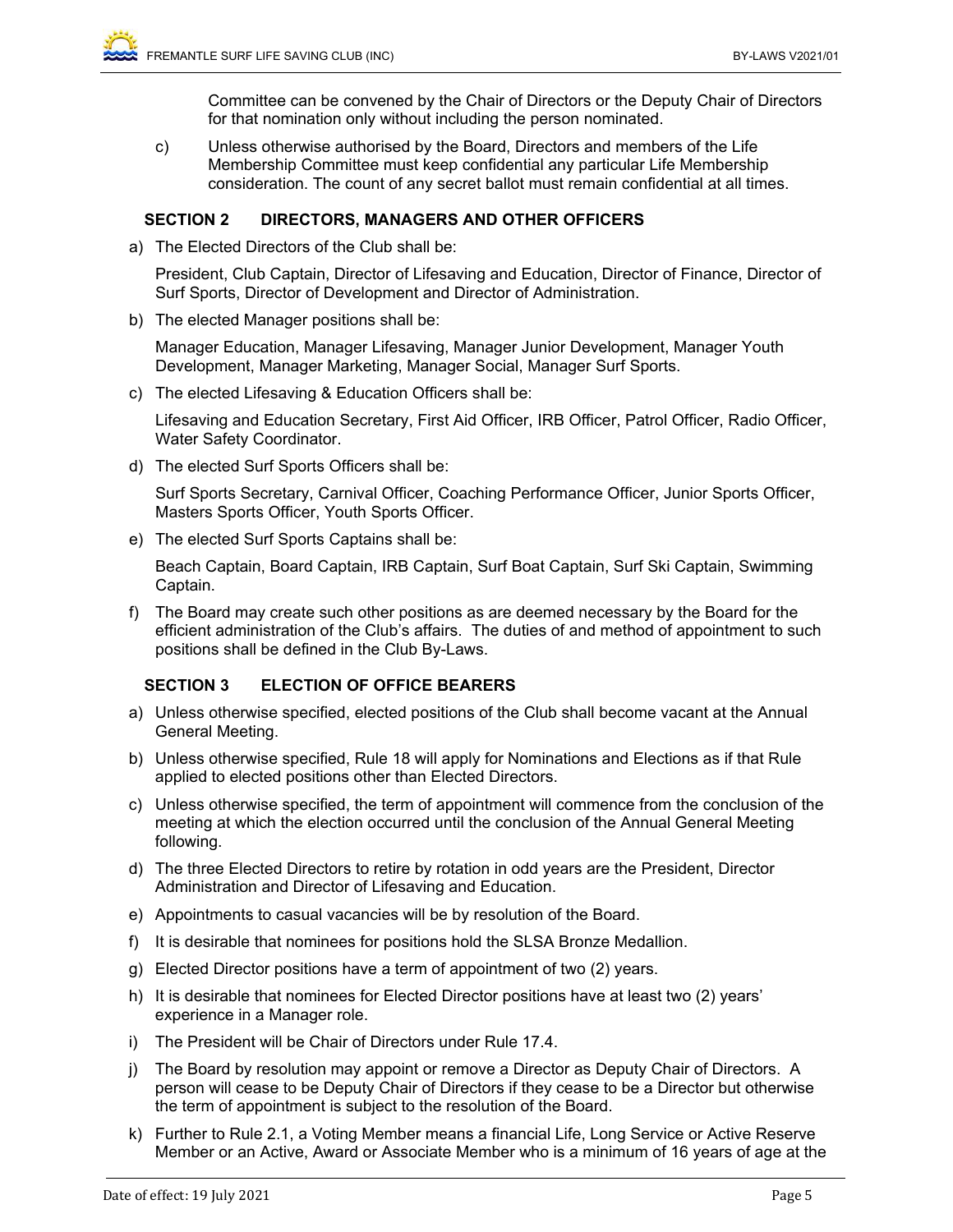Committee can be convened by the Chair of Directors or the Deputy Chair of Directors for that nomination only without including the person nominated.

c) Unless otherwise authorised by the Board, Directors and members of the Life Membership Committee must keep confidential any particular Life Membership consideration. The count of any secret ballot must remain confidential at all times.

## SECTION 2 DIRECTORS, MANAGERS AND OTHER OFFICERS

a) The Elected Directors of the Club shall be:

President, Club Captain, Director of Lifesaving and Education, Director of Finance, Director of Surf Sports, Director of Development and Director of Administration.

b) The elected Manager positions shall be:

Manager Education, Manager Lifesaving, Manager Junior Development, Manager Youth Development, Manager Marketing, Manager Social, Manager Surf Sports.

c) The elected Lifesaving & Education Officers shall be:

Lifesaving and Education Secretary, First Aid Officer, IRB Officer, Patrol Officer, Radio Officer, Water Safety Coordinator.

d) The elected Surf Sports Officers shall be:

Surf Sports Secretary, Carnival Officer, Coaching Performance Officer, Junior Sports Officer, Masters Sports Officer, Youth Sports Officer.

e) The elected Surf Sports Captains shall be:

Beach Captain, Board Captain, IRB Captain, Surf Boat Captain, Surf Ski Captain, Swimming Captain.

f) The Board may create such other positions as are deemed necessary by the Board for the efficient administration of the Club's affairs. The duties of and method of appointment to such positions shall be defined in the Club By-Laws.

## SECTION 3 ELECTION OF OFFICE BEARERS

a) Unless otherwise specified, elected positions of the Club shall become vacant at the Annual General Meeting.

b) Unless otherwise specified, Rule 18 will apply for Nominations and Elections as if that Rule applied to elected positions other than Elected Directors.

c) Unless otherwise specified, the term of appointment will commence from the conclusion of the meeting at which the election occurred until the conclusion of the Annual General Meeting following.

d) The three Elected Directors to retire by rotation in odd years are the President, Director Administration and Director of Lifesaving and Education.

e) Appointments to casual vacancies will be by resolution of the Board.

f) It is desirable that nominees for positions hold the SLSA Bronze Medallion.

g) Elected Director positions have a term of appointment of two (2) years.

h) It is desirable that nominees for Elected Director positions have at least two (2) years' experience in a Manager role.

i) The President will be Chair of Directors under Rule 17.4.

j) The Board by resolution may appoint or remove a Director as Deputy Chair of Directors. A person will cease to be Deputy Chair of Directors if they cease to be a Director but otherwise the term of appointment is subject to the resolution of the Board.

k) Further to Rule 2.1, a Voting Member means a financial Life, Long Service or Active Reserve Member or an Active, Award or Associate Member who is a minimum of 16 years of age at the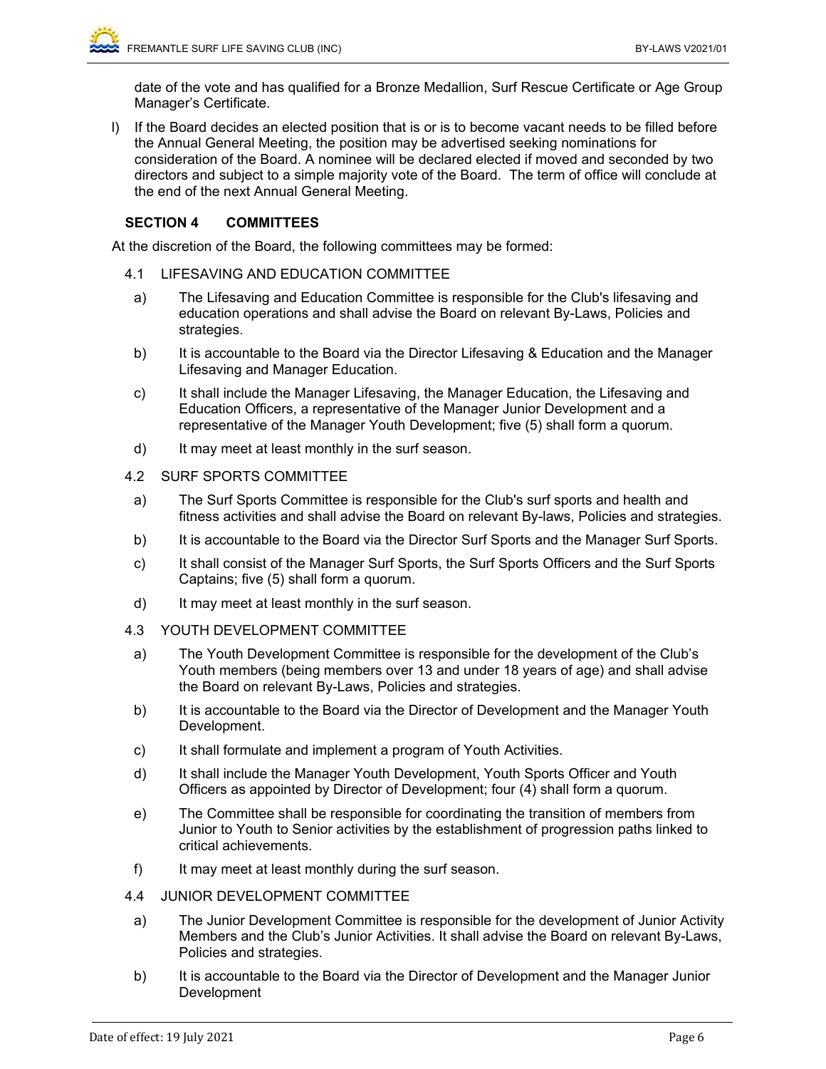date of the vote and has qualified for a Bronze Medallion, Surf Rescue Certificate or Age Group Manager's Certificate.

l) If the Board decides an elected position that is or is to become vacant needs to be filled before the Annual General Meeting, the position may be advertised seeking nominations for consideration of the Board. A nominee will be declared elected if moved and seconded by two directors and subject to a simple majority vote of the Board. The term of office will conclude at the end of the next Annual General Meeting.

## SECTION 4 COMMITTEES

At the discretion of the Board, the following committees may be formed:

### 4.1 LIFESAVING AND EDUCATION COMMITTEE

a) The Lifesaving and Education Committee is responsible for the Club's lifesaving and education operations and shall advise the Board on relevant By-Laws, Policies and strategies.

b) It is accountable to the Board via the Director Lifesaving & Education and the Manager Lifesaving and Manager Education.

c) It shall include the Manager Lifesaving, the Manager Education, the Lifesaving and Education Officers, a representative of the Manager Junior Development and a representative of the Manager Youth Development; five (5) shall form a quorum.

d) It may meet at least monthly in the surf season.

### 4.2 SURF SPORTS COMMITTEE

a) The Surf Sports Committee is responsible for the Club's surf sports and health and fitness activities and shall advise the Board on relevant By-laws, Policies and strategies.

b) It is accountable to the Board via the Director Surf Sports and the Manager Surf Sports.

c) It shall consist of the Manager Surf Sports, the Surf Sports Officers and the Surf Sports Captains; five (5) shall form a quorum.

d) It may meet at least monthly in the surf season.

### 4.3 YOUTH DEVELOPMENT COMMITTEE

a) The Youth Development Committee is responsible for the development of the Club's Youth members (being members over 13 and under 18 years of age) and shall advise the Board on relevant By-Laws, Policies and strategies.

b) It is accountable to the Board via the Director of Development and the Manager Youth Development.

c) It shall formulate and implement a program of Youth Activities.

d) It shall include the Manager Youth Development, Youth Sports Officer and Youth Officers as appointed by Director of Development; four (4) shall form a quorum.

e) The Committee shall be responsible for coordinating the transition of members from Junior to Youth to Senior activities by the establishment of progression paths linked to critical achievements.

f) It may meet at least monthly during the surf season.

### 4.4 JUNIOR DEVELOPMENT COMMITTEE

a) The Junior Development Committee is responsible for the development of Junior Activity Members and the Club's Junior Activities. It shall advise the Board on relevant By-Laws, Policies and strategies.

b) It is accountable to the Board via the Director of Development and the Manager Junior Development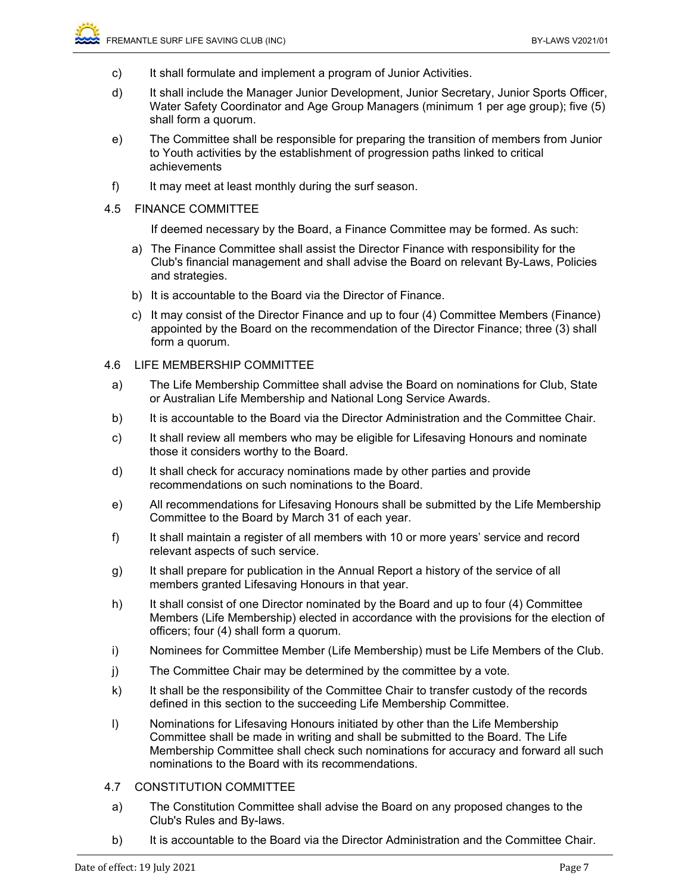c) It shall formulate and implement a program of Junior Activities.

d) It shall include the Manager Junior Development, Junior Secretary, Junior Sports Officer, Water Safety Coordinator and Age Group Managers (minimum 1 per age group); five (5) shall form a quorum.

e) The Committee shall be responsible for preparing the transition of members from Junior to Youth activities by the establishment of progression paths linked to critical achievements

f) It may meet at least monthly during the surf season.

### 4.5 FINANCE COMMITTEE

If deemed necessary by the Board, a Finance Committee may be formed. As such:

a) The Finance Committee shall assist the Director Finance with responsibility for the Club's financial management and shall advise the Board on relevant By-Laws, Policies and strategies.

b) It is accountable to the Board via the Director of Finance.

c) It may consist of the Director Finance and up to four (4) Committee Members (Finance) appointed by the Board on the recommendation of the Director Finance; three (3) shall form a quorum.

### 4.6 LIFE MEMBERSHIP COMMITTEE

a) The Life Membership Committee shall advise the Board on nominations for Club, State or Australian Life Membership and National Long Service Awards.

b) It is accountable to the Board via the Director Administration and the Committee Chair.

c) It shall review all members who may be eligible for Lifesaving Honours and nominate those it considers worthy to the Board.

d) It shall check for accuracy nominations made by other parties and provide recommendations on such nominations to the Board.

e) All recommendations for Lifesaving Honours shall be submitted by the Life Membership Committee to the Board by March 31 of each year.

f) It shall maintain a register of all members with 10 or more years' service and record relevant aspects of such service.

g) It shall prepare for publication in the Annual Report a history of the service of all members granted Lifesaving Honours in that year.

h) It shall consist of one Director nominated by the Board and up to four (4) Committee Members (Life Membership) elected in accordance with the provisions for the election of officers; four (4) shall form a quorum.

i) Nominees for Committee Member (Life Membership) must be Life Members of the Club.

j) The Committee Chair may be determined by the committee by a vote.

k) It shall be the responsibility of the Committee Chair to transfer custody of the records defined in this section to the succeeding Life Membership Committee.

l) Nominations for Lifesaving Honours initiated by other than the Life Membership Committee shall be made in writing and shall be submitted to the Board. The Life Membership Committee shall check such nominations for accuracy and forward all such nominations to the Board with its recommendations.

### 4.7 CONSTITUTION COMMITTEE

a) The Constitution Committee shall advise the Board on any proposed changes to the Club's Rules and By-laws.

b) It is accountable to the Board via the Director Administration and the Committee Chair.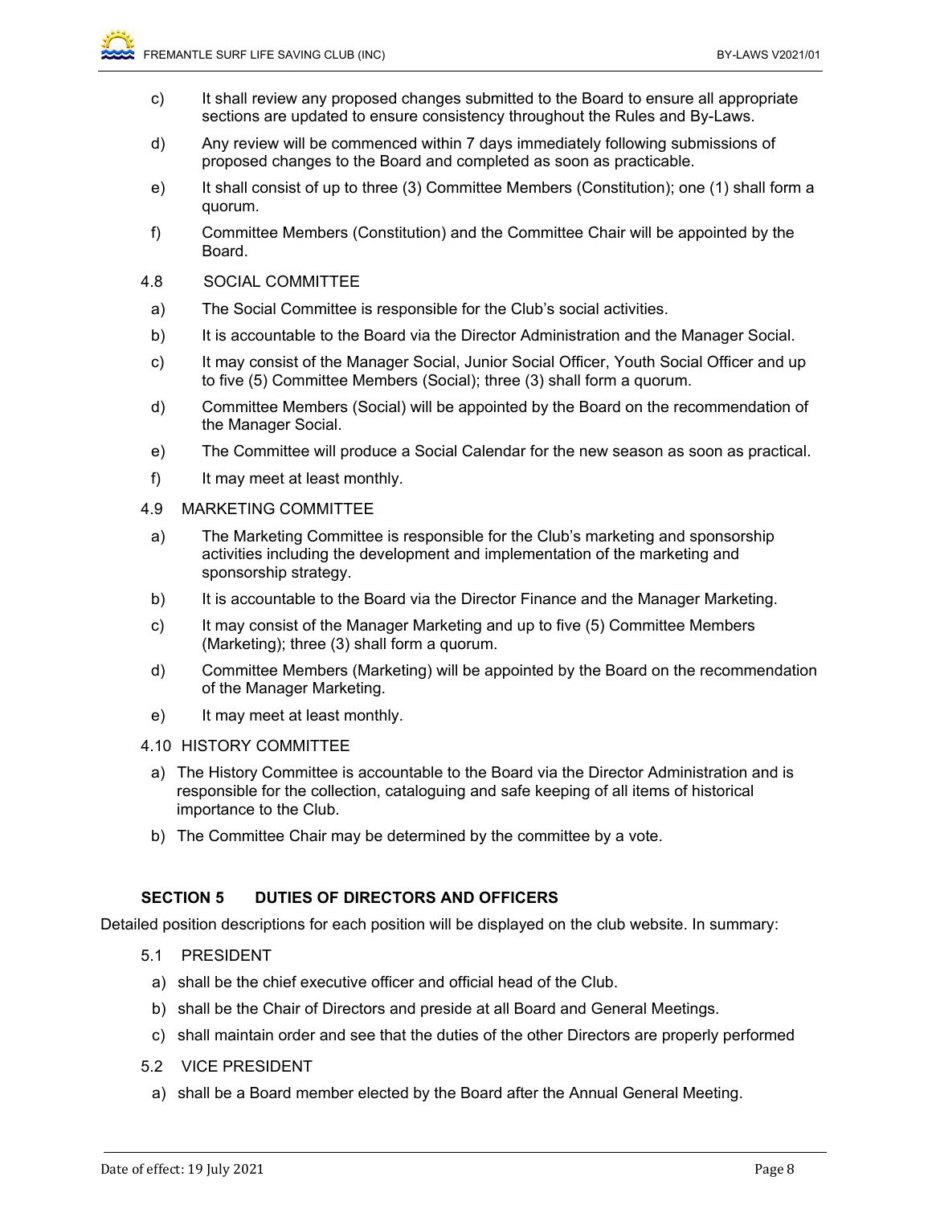c) It shall review any proposed changes submitted to the Board to ensure all appropriate sections are updated to ensure consistency throughout the Rules and By-Laws.

d) Any review will be commenced within 7 days immediately following submissions of proposed changes to the Board and completed as soon as practicable.

e) It shall consist of up to three (3) Committee Members (Constitution); one (1) shall form a quorum.

f) Committee Members (Constitution) and the Committee Chair will be appointed by the Board.

4.8 SOCIAL COMMITTEE

a) The Social Committee is responsible for the Club's social activities.

b) It is accountable to the Board via the Director Administration and the Manager Social.

c) It may consist of the Manager Social, Junior Social Officer, Youth Social Officer and up to five (5) Committee Members (Social); three (3) shall form a quorum.

d) Committee Members (Social) will be appointed by the Board on the recommendation of the Manager Social.

e) The Committee will produce a Social Calendar for the new season as soon as practical.

f) It may meet at least monthly.

4.9 MARKETING COMMITTEE

a) The Marketing Committee is responsible for the Club's marketing and sponsorship activities including the development and implementation of the marketing and sponsorship strategy.

b) It is accountable to the Board via the Director Finance and the Manager Marketing.

c) It may consist of the Manager Marketing and up to five (5) Committee Members (Marketing); three (3) shall form a quorum.

d) Committee Members (Marketing) will be appointed by the Board on the recommendation of the Manager Marketing.

e) It may meet at least monthly.

4.10 HISTORY COMMITTEE

a) The History Committee is accountable to the Board via the Director Administration and is responsible for the collection, cataloguing and safe keeping of all items of historical importance to the Club.

b) The Committee Chair may be determined by the committee by a vote.

## SECTION 5 DUTIES OF DIRECTORS AND OFFICERS

Detailed position descriptions for each position will be displayed on the club website. In summary:

5.1 PRESIDENT

a) shall be the chief executive officer and official head of the Club.

b) shall be the Chair of Directors and preside at all Board and General Meetings.

c) shall maintain order and see that the duties of the other Directors are properly performed

5.2 VICE PRESIDENT

a) shall be a Board member elected by the Board after the Annual General Meeting.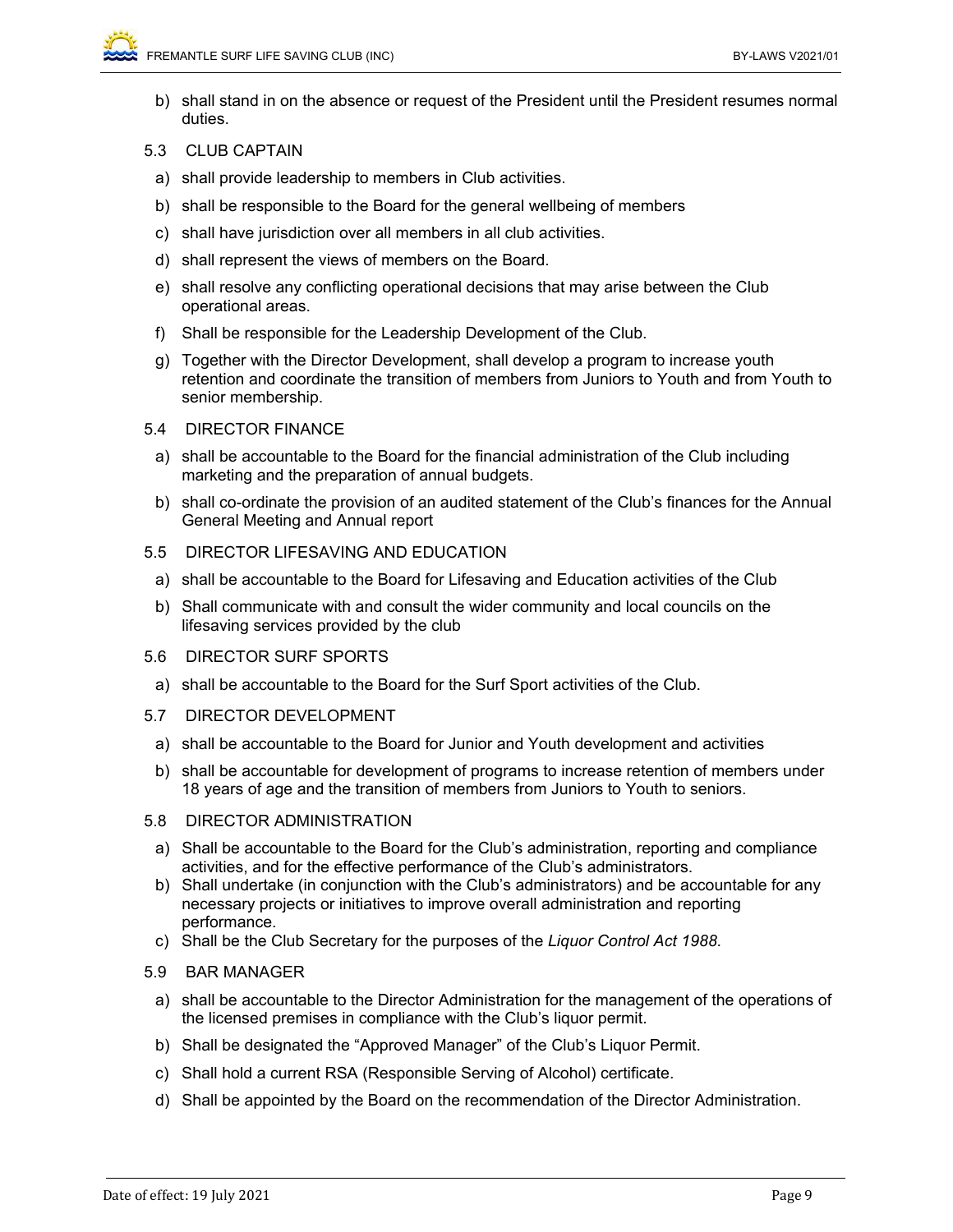b) shall stand in on the absence or request of the President until the President resumes normal duties.

5.3 CLUB CAPTAIN

a) shall provide leadership to members in Club activities.

b) shall be responsible to the Board for the general wellbeing of members

c) shall have jurisdiction over all members in all club activities.

d) shall represent the views of members on the Board.

e) shall resolve any conflicting operational decisions that may arise between the Club operational areas.

f) Shall be responsible for the Leadership Development of the Club.

g) Together with the Director Development, shall develop a program to increase youth retention and coordinate the transition of members from Juniors to Youth and from Youth to senior membership.

5.4 DIRECTOR FINANCE

a) shall be accountable to the Board for the financial administration of the Club including marketing and the preparation of annual budgets.

b) shall co-ordinate the provision of an audited statement of the Club's finances for the Annual General Meeting and Annual report

5.5 DIRECTOR LIFESAVING AND EDUCATION

a) shall be accountable to the Board for Lifesaving and Education activities of the Club

b) Shall communicate with and consult the wider community and local councils on the lifesaving services provided by the club

5.6 DIRECTOR SURF SPORTS

a) shall be accountable to the Board for the Surf Sport activities of the Club.

5.7 DIRECTOR DEVELOPMENT

a) shall be accountable to the Board for Junior and Youth development and activities

b) shall be accountable for development of programs to increase retention of members under 18 years of age and the transition of members from Juniors to Youth to seniors.

5.8 DIRECTOR ADMINISTRATION

a) Shall be accountable to the Board for the Club's administration, reporting and compliance activities, and for the effective performance of the Club's administrators.

b) Shall undertake (in conjunction with the Club's administrators) and be accountable for any necessary projects or initiatives to improve overall administration and reporting performance.

c) Shall be the Club Secretary for the purposes of the *Liquor Control Act 1988*.

5.9 BAR MANAGER

a) shall be accountable to the Director Administration for the management of the operations of the licensed premises in compliance with the Club's liquor permit.

b) Shall be designated the "Approved Manager" of the Club's Liquor Permit.

c) Shall hold a current RSA (Responsible Serving of Alcohol) certificate.

d) Shall be appointed by the Board on the recommendation of the Director Administration.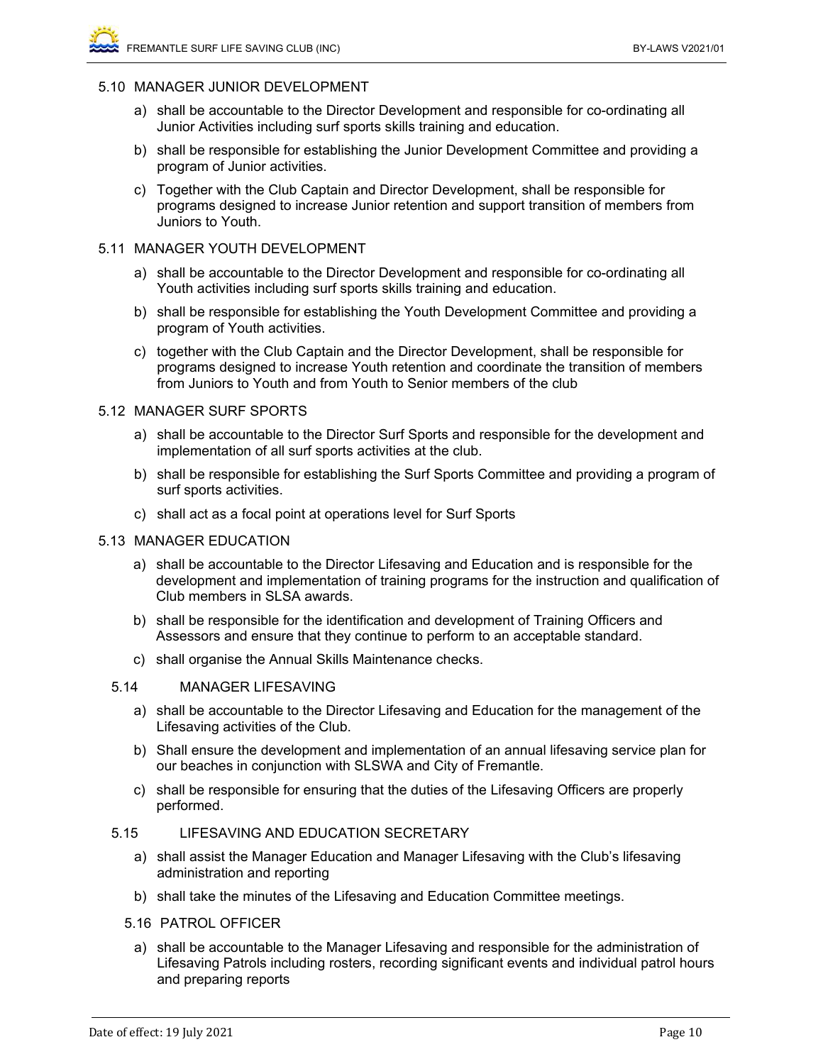### 5.10 MANAGER JUNIOR DEVELOPMENT

a) shall be accountable to the Director Development and responsible for co-ordinating all Junior Activities including surf sports skills training and education.

b) shall be responsible for establishing the Junior Development Committee and providing a program of Junior activities.

c) Together with the Club Captain and Director Development, shall be responsible for programs designed to increase Junior retention and support transition of members from Juniors to Youth.

### 5.11 MANAGER YOUTH DEVELOPMENT

a) shall be accountable to the Director Development and responsible for co-ordinating all Youth activities including surf sports skills training and education.

b) shall be responsible for establishing the Youth Development Committee and providing a program of Youth activities.

c) together with the Club Captain and the Director Development, shall be responsible for programs designed to increase Youth retention and coordinate the transition of members from Juniors to Youth and from Youth to Senior members of the club

### 5.12 MANAGER SURF SPORTS

a) shall be accountable to the Director Surf Sports and responsible for the development and implementation of all surf sports activities at the club.

b) shall be responsible for establishing the Surf Sports Committee and providing a program of surf sports activities.

c) shall act as a focal point at operations level for Surf Sports

### 5.13 MANAGER EDUCATION

a) shall be accountable to the Director Lifesaving and Education and is responsible for the development and implementation of training programs for the instruction and qualification of Club members in SLSA awards.

b) shall be responsible for the identification and development of Training Officers and Assessors and ensure that they continue to perform to an acceptable standard.

c) shall organise the Annual Skills Maintenance checks.

### 5.14 MANAGER LIFESAVING

a) shall be accountable to the Director Lifesaving and Education for the management of the Lifesaving activities of the Club.

b) Shall ensure the development and implementation of an annual lifesaving service plan for our beaches in conjunction with SLSWA and City of Fremantle.

c) shall be responsible for ensuring that the duties of the Lifesaving Officers are properly performed.

### 5.15 LIFESAVING AND EDUCATION SECRETARY

a) shall assist the Manager Education and Manager Lifesaving with the Club's lifesaving administration and reporting

b) shall take the minutes of the Lifesaving and Education Committee meetings.

### 5.16 PATROL OFFICER

a) shall be accountable to the Manager Lifesaving and responsible for the administration of Lifesaving Patrols including rosters, recording significant events and individual patrol hours and preparing reports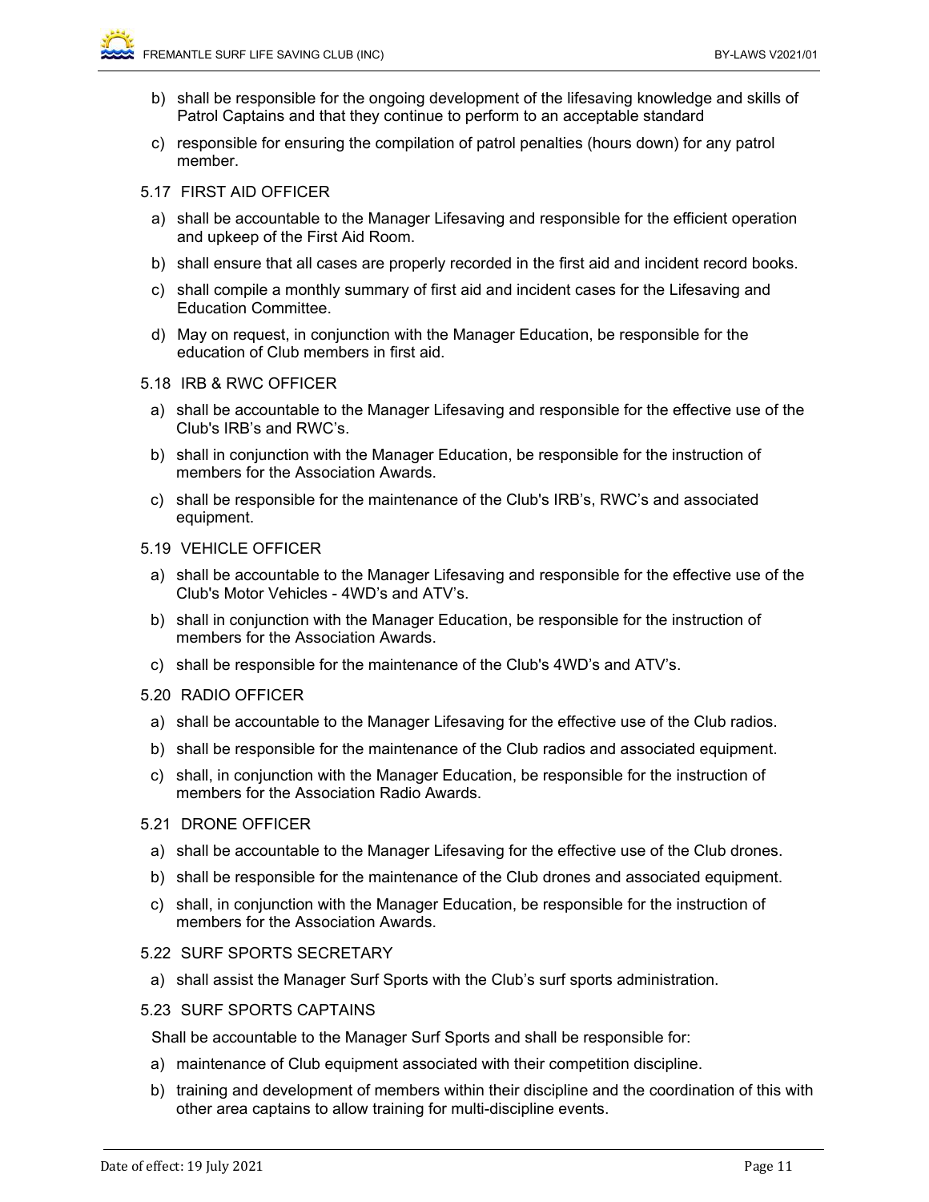b) shall be responsible for the ongoing development of the lifesaving knowledge and skills of Patrol Captains and that they continue to perform to an acceptable standard

c) responsible for ensuring the compilation of patrol penalties (hours down) for any patrol member.

5.17 FIRST AID OFFICER

a) shall be accountable to the Manager Lifesaving and responsible for the efficient operation and upkeep of the First Aid Room.

b) shall ensure that all cases are properly recorded in the first aid and incident record books.

c) shall compile a monthly summary of first aid and incident cases for the Lifesaving and Education Committee.

d) May on request, in conjunction with the Manager Education, be responsible for the education of Club members in first aid.

5.18 IRB & RWC OFFICER

a) shall be accountable to the Manager Lifesaving and responsible for the effective use of the Club's IRB's and RWC's.

b) shall in conjunction with the Manager Education, be responsible for the instruction of members for the Association Awards.

c) shall be responsible for the maintenance of the Club's IRB's, RWC's and associated equipment.

5.19 VEHICLE OFFICER

a) shall be accountable to the Manager Lifesaving and responsible for the effective use of the Club's Motor Vehicles - 4WD's and ATV's.

b) shall in conjunction with the Manager Education, be responsible for the instruction of members for the Association Awards.

c) shall be responsible for the maintenance of the Club's 4WD's and ATV's.

5.20 RADIO OFFICER

a) shall be accountable to the Manager Lifesaving for the effective use of the Club radios.

b) shall be responsible for the maintenance of the Club radios and associated equipment.

c) shall, in conjunction with the Manager Education, be responsible for the instruction of members for the Association Radio Awards.

5.21 DRONE OFFICER

a) shall be accountable to the Manager Lifesaving for the effective use of the Club drones.

b) shall be responsible for the maintenance of the Club drones and associated equipment.

c) shall, in conjunction with the Manager Education, be responsible for the instruction of members for the Association Awards.

5.22 SURF SPORTS SECRETARY

a) shall assist the Manager Surf Sports with the Club's surf sports administration.

5.23 SURF SPORTS CAPTAINS

Shall be accountable to the Manager Surf Sports and shall be responsible for:

a) maintenance of Club equipment associated with their competition discipline.

b) training and development of members within their discipline and the coordination of this with other area captains to allow training for multi-discipline events.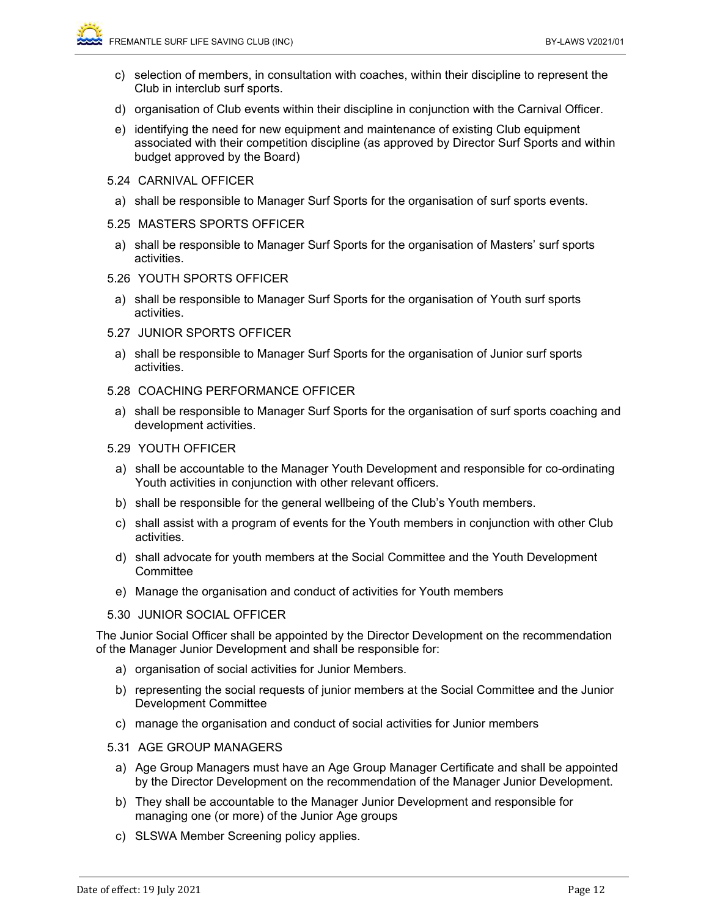c) selection of members, in consultation with coaches, within their discipline to represent the Club in interclub surf sports.

d) organisation of Club events within their discipline in conjunction with the Carnival Officer.

e) identifying the need for new equipment and maintenance of existing Club equipment associated with their competition discipline (as approved by Director Surf Sports and within budget approved by the Board)

### 5.24 CARNIVAL OFFICER

a) shall be responsible to Manager Surf Sports for the organisation of surf sports events.

### 5.25 MASTERS SPORTS OFFICER

a) shall be responsible to Manager Surf Sports for the organisation of Masters' surf sports activities.

### 5.26 YOUTH SPORTS OFFICER

a) shall be responsible to Manager Surf Sports for the organisation of Youth surf sports activities.

### 5.27 JUNIOR SPORTS OFFICER

a) shall be responsible to Manager Surf Sports for the organisation of Junior surf sports activities.

### 5.28 COACHING PERFORMANCE OFFICER

a) shall be responsible to Manager Surf Sports for the organisation of surf sports coaching and development activities.

### 5.29 YOUTH OFFICER

a) shall be accountable to the Manager Youth Development and responsible for co-ordinating Youth activities in conjunction with other relevant officers.

b) shall be responsible for the general wellbeing of the Club's Youth members.

c) shall assist with a program of events for the Youth members in conjunction with other Club activities.

d) shall advocate for youth members at the Social Committee and the Youth Development Committee

e) Manage the organisation and conduct of activities for Youth members

### 5.30 JUNIOR SOCIAL OFFICER

The Junior Social Officer shall be appointed by the Director Development on the recommendation of the Manager Junior Development and shall be responsible for:

a) organisation of social activities for Junior Members.

b) representing the social requests of junior members at the Social Committee and the Junior Development Committee

c) manage the organisation and conduct of social activities for Junior members

### 5.31 AGE GROUP MANAGERS

a) Age Group Managers must have an Age Group Manager Certificate and shall be appointed by the Director Development on the recommendation of the Manager Junior Development.

b) They shall be accountable to the Manager Junior Development and responsible for managing one (or more) of the Junior Age groups

c) SLSWA Member Screening policy applies.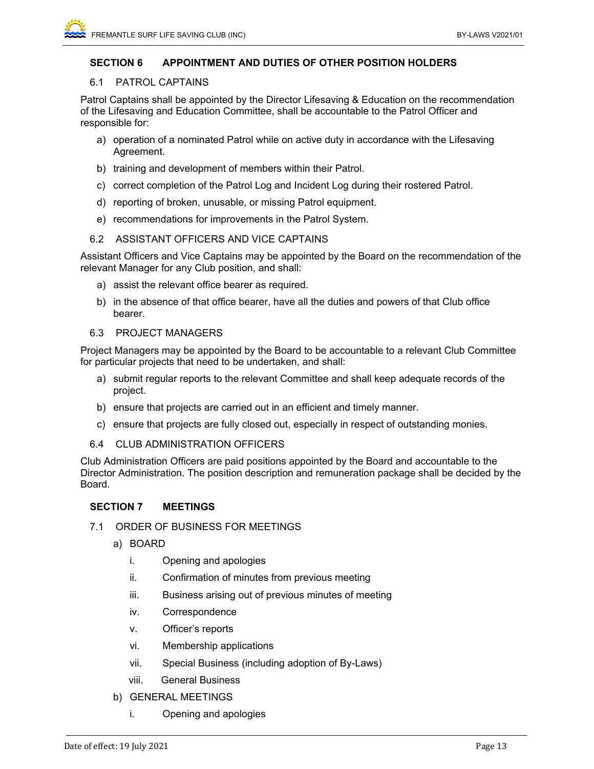## SECTION 6 APPOINTMENT AND DUTIES OF OTHER POSITION HOLDERS

### 6.1 PATROL CAPTAINS

Patrol Captains shall be appointed by the Director Lifesaving & Education on the recommendation of the Lifesaving and Education Committee, shall be accountable to the Patrol Officer and responsible for:

a) operation of a nominated Patrol while on active duty in accordance with the Lifesaving Agreement.
b) training and development of members within their Patrol.
c) correct completion of the Patrol Log and Incident Log during their rostered Patrol.
d) reporting of broken, unusable, or missing Patrol equipment.
e) recommendations for improvements in the Patrol System.

### 6.2 ASSISTANT OFFICERS AND VICE CAPTAINS

Assistant Officers and Vice Captains may be appointed by the Board on the recommendation of the relevant Manager for any Club position, and shall:

a) assist the relevant office bearer as required.
b) in the absence of that office bearer, have all the duties and powers of that Club office bearer.

### 6.3 PROJECT MANAGERS

Project Managers may be appointed by the Board to be accountable to a relevant Club Committee for particular projects that need to be undertaken, and shall:

a) submit regular reports to the relevant Committee and shall keep adequate records of the project.
b) ensure that projects are carried out in an efficient and timely manner.
c) ensure that projects are fully closed out, especially in respect of outstanding monies.

### 6.4 CLUB ADMINISTRATION OFFICERS

Club Administration Officers are paid positions appointed by the Board and accountable to the Director Administration. The position description and remuneration package shall be decided by the Board.

## SECTION 7 MEETINGS

### 7.1 ORDER OF BUSINESS FOR MEETINGS

a) BOARD
   i. Opening and apologies
   ii. Confirmation of minutes from previous meeting
   iii. Business arising out of previous minutes of meeting
   iv. Correspondence
   v. Officer's reports
   vi. Membership applications
   vii. Special Business (including adoption of By-Laws)
   viii. General Business

b) GENERAL MEETINGS
   i. Opening and apologies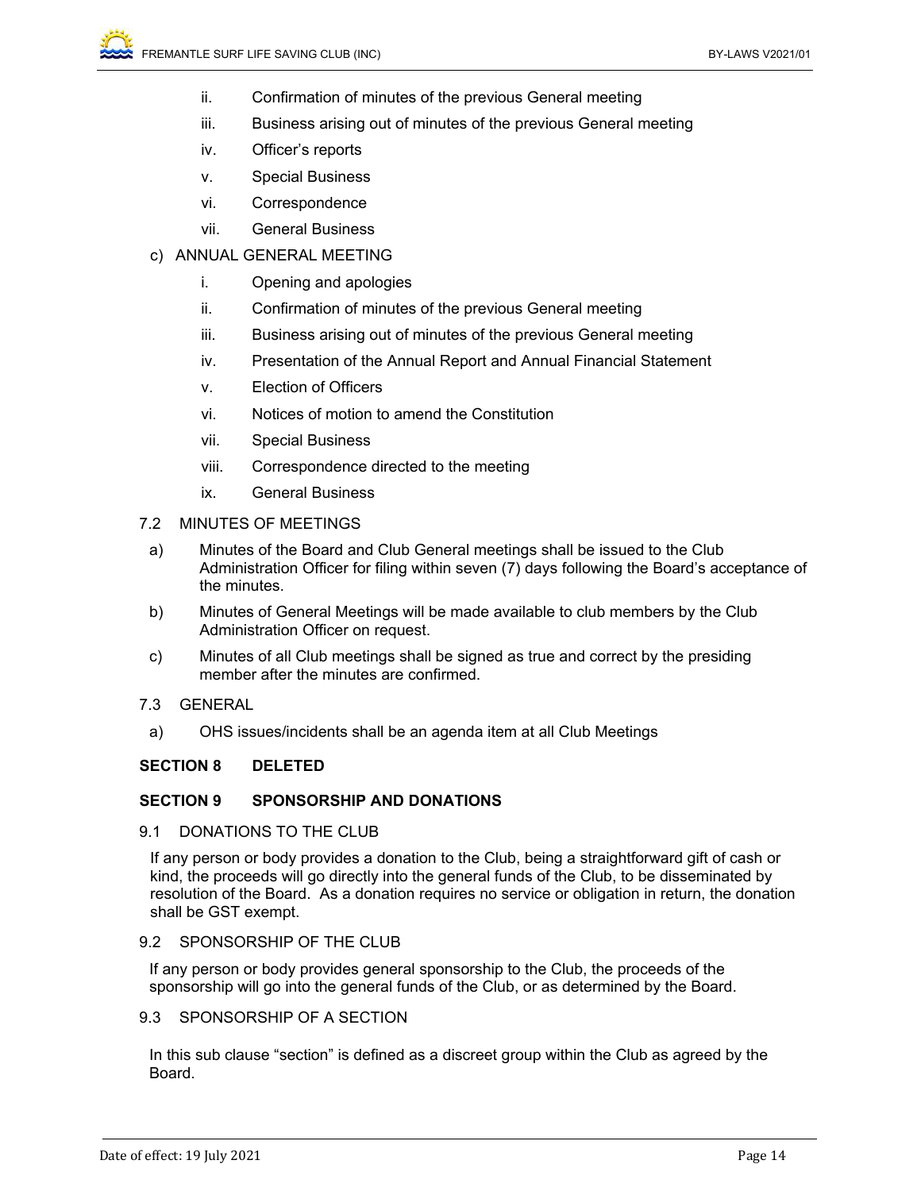ii. Confirmation of minutes of the previous General meeting

iii. Business arising out of minutes of the previous General meeting

iv. Officer's reports

v. Special Business

vi. Correspondence

vii. General Business

c) ANNUAL GENERAL MEETING

i. Opening and apologies

ii. Confirmation of minutes of the previous General meeting

iii. Business arising out of minutes of the previous General meeting

iv. Presentation of the Annual Report and Annual Financial Statement

v. Election of Officers

vi. Notices of motion to amend the Constitution

vii. Special Business

viii. Correspondence directed to the meeting

ix. General Business

7.2 MINUTES OF MEETINGS

a) Minutes of the Board and Club General meetings shall be issued to the Club Administration Officer for filing within seven (7) days following the Board's acceptance of the minutes.

b) Minutes of General Meetings will be made available to club members by the Club Administration Officer on request.

c) Minutes of all Club meetings shall be signed as true and correct by the presiding member after the minutes are confirmed.

7.3 GENERAL

a) OHS issues/incidents shall be an agenda item at all Club Meetings

**SECTION 8 DELETED**

**SECTION 9 SPONSORSHIP AND DONATIONS**

9.1 DONATIONS TO THE CLUB

If any person or body provides a donation to the Club, being a straightforward gift of cash or kind, the proceeds will go directly into the general funds of the Club, to be disseminated by resolution of the Board. As a donation requires no service or obligation in return, the donation shall be GST exempt.

9.2 SPONSORSHIP OF THE CLUB

If any person or body provides general sponsorship to the Club, the proceeds of the sponsorship will go into the general funds of the Club, or as determined by the Board.

9.3 SPONSORSHIP OF A SECTION

In this sub clause "section" is defined as a discreet group within the Club as agreed by the Board.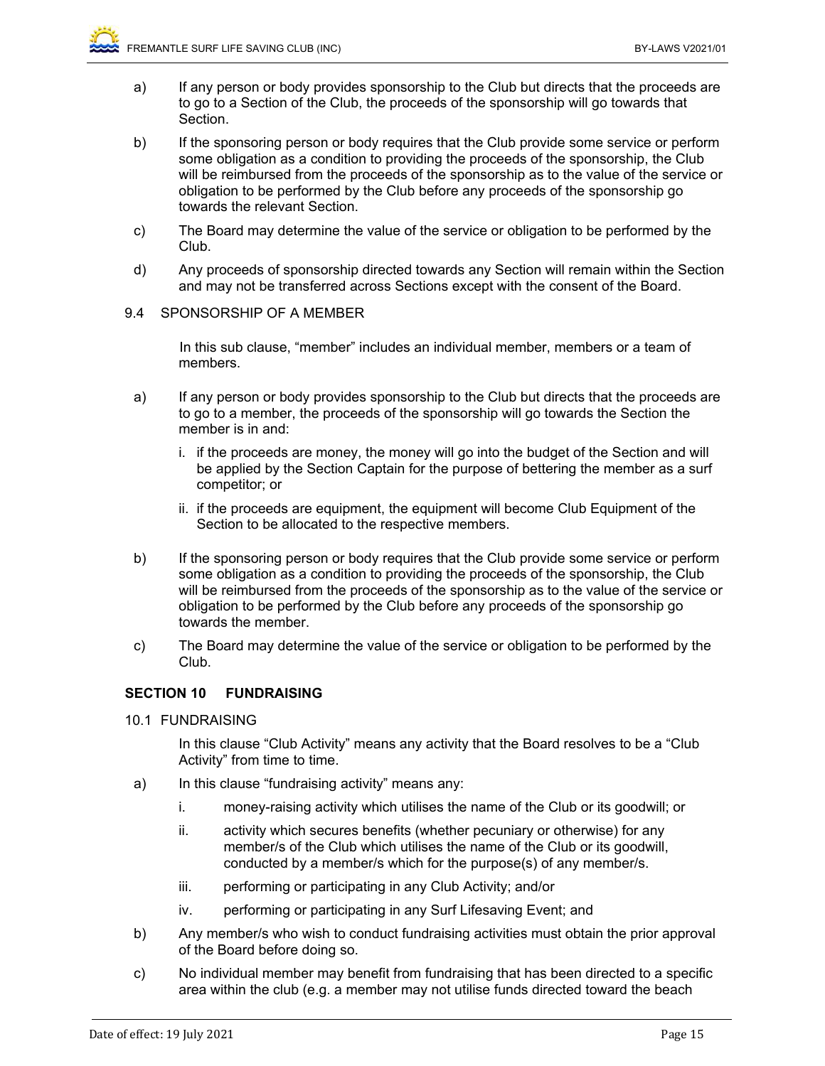a) If any person or body provides sponsorship to the Club but directs that the proceeds are to go to a Section of the Club, the proceeds of the sponsorship will go towards that Section.

b) If the sponsoring person or body requires that the Club provide some service or perform some obligation as a condition to providing the proceeds of the sponsorship, the Club will be reimbursed from the proceeds of the sponsorship as to the value of the service or obligation to be performed by the Club before any proceeds of the sponsorship go towards the relevant Section.

c) The Board may determine the value of the service or obligation to be performed by the Club.

d) Any proceeds of sponsorship directed towards any Section will remain within the Section and may not be transferred across Sections except with the consent of the Board.

9.4 SPONSORSHIP OF A MEMBER

In this sub clause, "member" includes an individual member, members or a team of members.

a) If any person or body provides sponsorship to the Club but directs that the proceeds are to go to a member, the proceeds of the sponsorship will go towards the Section the member is in and:

   i. if the proceeds are money, the money will go into the budget of the Section and will be applied by the Section Captain for the purpose of bettering the member as a surf competitor; or

   ii. if the proceeds are equipment, the equipment will become Club Equipment of the Section to be allocated to the respective members.

b) If the sponsoring person or body requires that the Club provide some service or perform some obligation as a condition to providing the proceeds of the sponsorship, the Club will be reimbursed from the proceeds of the sponsorship as to the value of the service or obligation to be performed by the Club before any proceeds of the sponsorship go towards the member.

c) The Board may determine the value of the service or obligation to be performed by the Club.

## SECTION 10 FUNDRAISING

10.1 FUNDRAISING

In this clause "Club Activity" means any activity that the Board resolves to be a "Club Activity" from time to time.

a) In this clause "fundraising activity" means any:

   i. money-raising activity which utilises the name of the Club or its goodwill; or

   ii. activity which secures benefits (whether pecuniary or otherwise) for any member/s of the Club which utilises the name of the Club or its goodwill, conducted by a member/s which for the purpose(s) of any member/s.

   iii. performing or participating in any Club Activity; and/or

   iv. performing or participating in any Surf Lifesaving Event; and

b) Any member/s who wish to conduct fundraising activities must obtain the prior approval of the Board before doing so.

c) No individual member may benefit from fundraising that has been directed to a specific area within the club (e.g. a member may not utilise funds directed toward the beach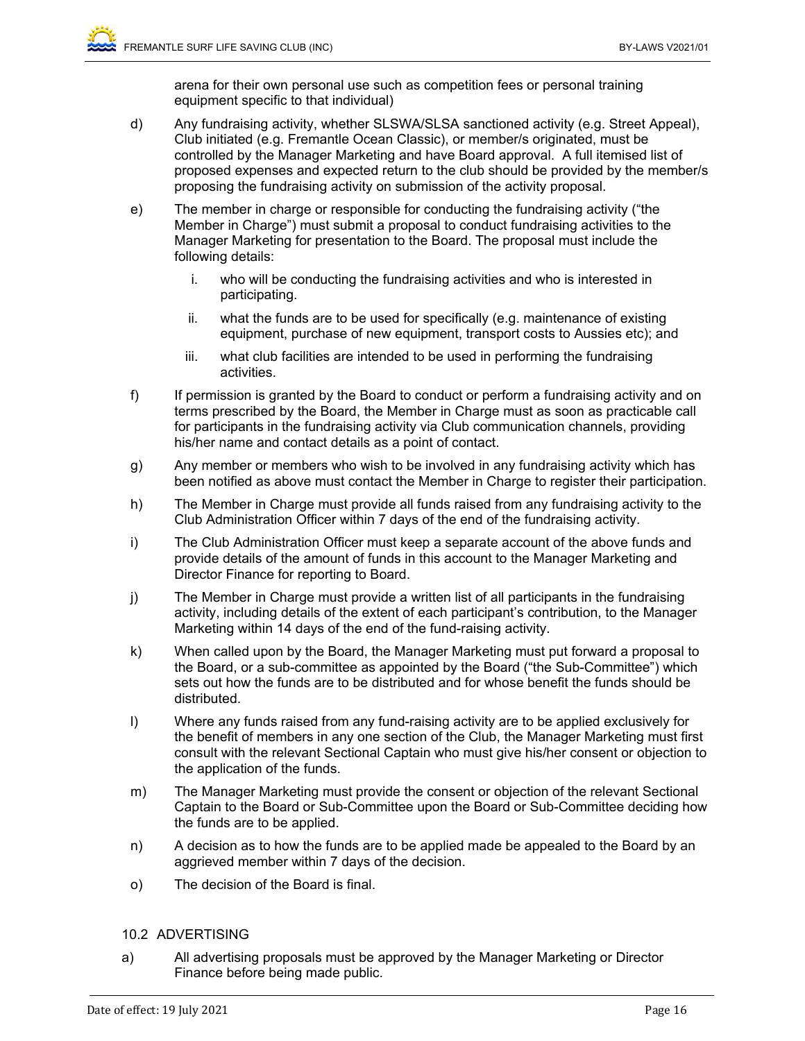arena for their own personal use such as competition fees or personal training equipment specific to that individual)

d) Any fundraising activity, whether SLSWA/SLSA sanctioned activity (e.g. Street Appeal), Club initiated (e.g. Fremantle Ocean Classic), or member/s originated, must be controlled by the Manager Marketing and have Board approval. A full itemised list of proposed expenses and expected return to the club should be provided by the member/s proposing the fundraising activity on submission of the activity proposal.

e) The member in charge or responsible for conducting the fundraising activity ("the Member in Charge") must submit a proposal to conduct fundraising activities to the Manager Marketing for presentation to the Board. The proposal must include the following details:

   i. who will be conducting the fundraising activities and who is interested in participating.

   ii. what the funds are to be used for specifically (e.g. maintenance of existing equipment, purchase of new equipment, transport costs to Aussies etc); and

   iii. what club facilities are intended to be used in performing the fundraising activities.

f) If permission is granted by the Board to conduct or perform a fundraising activity and on terms prescribed by the Board, the Member in Charge must as soon as practicable call for participants in the fundraising activity via Club communication channels, providing his/her name and contact details as a point of contact.

g) Any member or members who wish to be involved in any fundraising activity which has been notified as above must contact the Member in Charge to register their participation.

h) The Member in Charge must provide all funds raised from any fundraising activity to the Club Administration Officer within 7 days of the end of the fundraising activity.

i) The Club Administration Officer must keep a separate account of the above funds and provide details of the amount of funds in this account to the Manager Marketing and Director Finance for reporting to Board.

j) The Member in Charge must provide a written list of all participants in the fundraising activity, including details of the extent of each participant's contribution, to the Manager Marketing within 14 days of the end of the fund-raising activity.

k) When called upon by the Board, the Manager Marketing must put forward a proposal to the Board, or a sub-committee as appointed by the Board ("the Sub-Committee") which sets out how the funds are to be distributed and for whose benefit the funds should be distributed.

l) Where any funds raised from any fund-raising activity are to be applied exclusively for the benefit of members in any one section of the Club, the Manager Marketing must first consult with the relevant Sectional Captain who must give his/her consent or objection to the application of the funds.

m) The Manager Marketing must provide the consent or objection of the relevant Sectional Captain to the Board or Sub-Committee upon the Board or Sub-Committee deciding how the funds are to be applied.

n) A decision as to how the funds are to be applied made be appealed to the Board by an aggrieved member within 7 days of the decision.

o) The decision of the Board is final.

### 10.2 ADVERTISING

a) All advertising proposals must be approved by the Manager Marketing or Director Finance before being made public.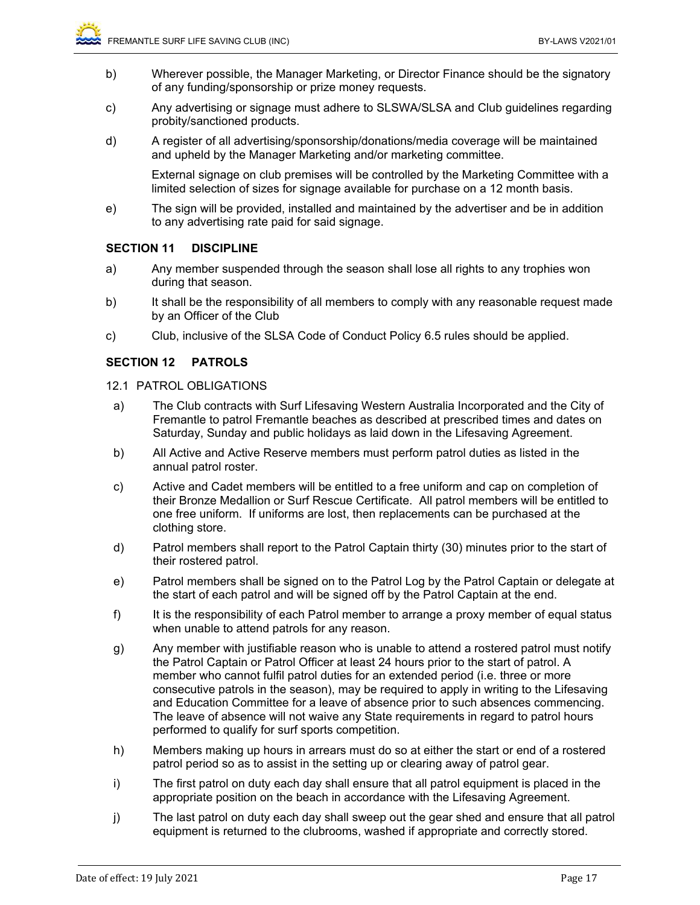b) Wherever possible, the Manager Marketing, or Director Finance should be the signatory of any funding/sponsorship or prize money requests.

c) Any advertising or signage must adhere to SLSWA/SLSA and Club guidelines regarding probity/sanctioned products.

d) A register of all advertising/sponsorship/donations/media coverage will be maintained and upheld by the Manager Marketing and/or marketing committee.

   External signage on club premises will be controlled by the Marketing Committee with a limited selection of sizes for signage available for purchase on a 12 month basis.

e) The sign will be provided, installed and maintained by the advertiser and be in addition to any advertising rate paid for said signage.

### SECTION 11 DISCIPLINE

a) Any member suspended through the season shall lose all rights to any trophies won during that season.

b) It shall be the responsibility of all members to comply with any reasonable request made by an Officer of the Club

c) Club, inclusive of the SLSA Code of Conduct Policy 6.5 rules should be applied.

### SECTION 12 PATROLS

12.1 PATROL OBLIGATIONS

a) The Club contracts with Surf Lifesaving Western Australia Incorporated and the City of Fremantle to patrol Fremantle beaches as described at prescribed times and dates on Saturday, Sunday and public holidays as laid down in the Lifesaving Agreement.

b) All Active and Active Reserve members must perform patrol duties as listed in the annual patrol roster.

c) Active and Cadet members will be entitled to a free uniform and cap on completion of their Bronze Medallion or Surf Rescue Certificate. All patrol members will be entitled to one free uniform. If uniforms are lost, then replacements can be purchased at the clothing store.

d) Patrol members shall report to the Patrol Captain thirty (30) minutes prior to the start of their rostered patrol.

e) Patrol members shall be signed on to the Patrol Log by the Patrol Captain or delegate at the start of each patrol and will be signed off by the Patrol Captain at the end.

f) It is the responsibility of each Patrol member to arrange a proxy member of equal status when unable to attend patrols for any reason.

g) Any member with justifiable reason who is unable to attend a rostered patrol must notify the Patrol Captain or Patrol Officer at least 24 hours prior to the start of patrol. A member who cannot fulfil patrol duties for an extended period (i.e. three or more consecutive patrols in the season), may be required to apply in writing to the Lifesaving and Education Committee for a leave of absence prior to such absences commencing. The leave of absence will not waive any State requirements in regard to patrol hours performed to qualify for surf sports competition.

h) Members making up hours in arrears must do so at either the start or end of a rostered patrol period so as to assist in the setting up or clearing away of patrol gear.

i) The first patrol on duty each day shall ensure that all patrol equipment is placed in the appropriate position on the beach in accordance with the Lifesaving Agreement.

j) The last patrol on duty each day shall sweep out the gear shed and ensure that all patrol equipment is returned to the clubrooms, washed if appropriate and correctly stored.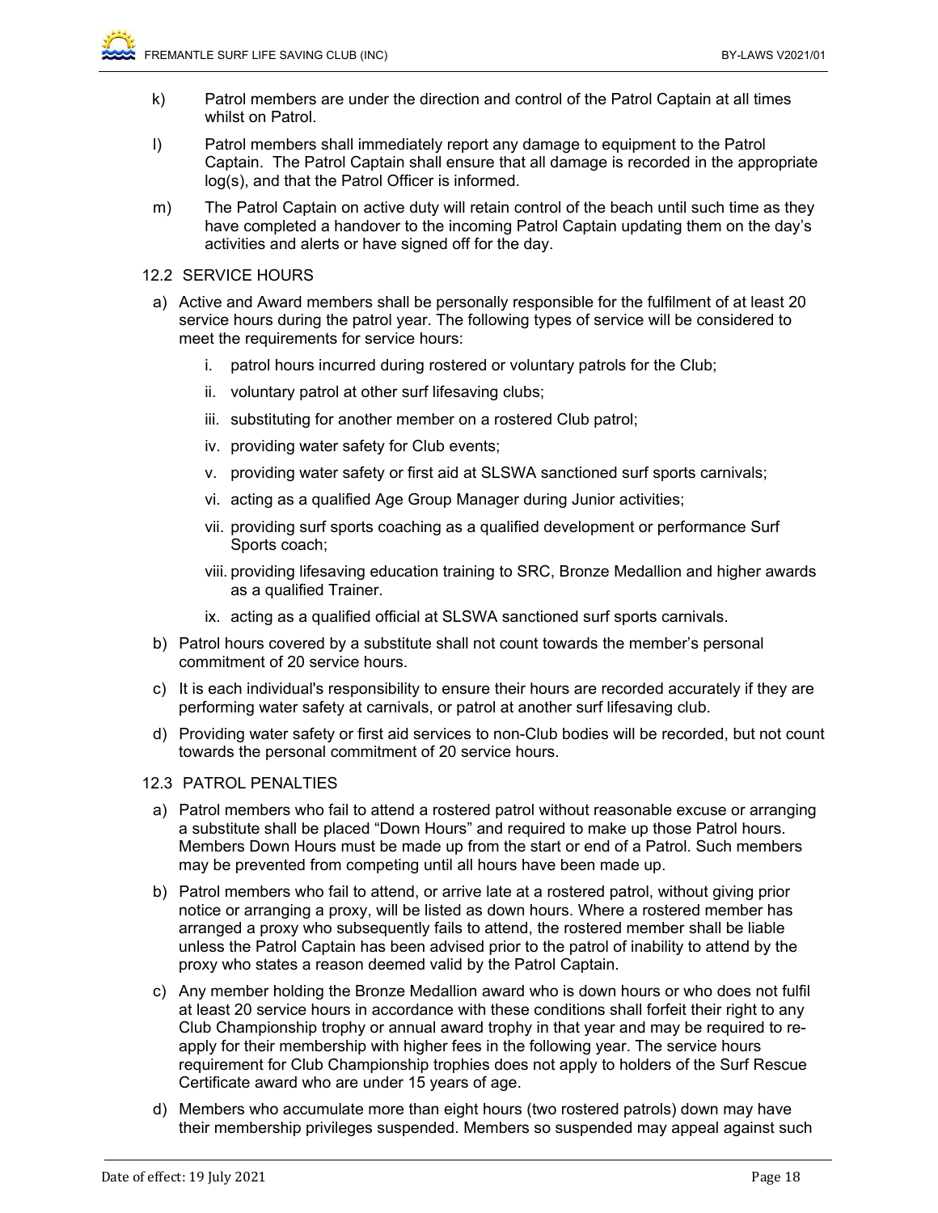k) Patrol members are under the direction and control of the Patrol Captain at all times whilst on Patrol.

l) Patrol members shall immediately report any damage to equipment to the Patrol Captain. The Patrol Captain shall ensure that all damage is recorded in the appropriate log(s), and that the Patrol Officer is informed.

m) The Patrol Captain on active duty will retain control of the beach until such time as they have completed a handover to the incoming Patrol Captain updating them on the day's activities and alerts or have signed off for the day.

### 12.2 SERVICE HOURS

a) Active and Award members shall be personally responsible for the fulfilment of at least 20 service hours during the patrol year. The following types of service will be considered to meet the requirements for service hours:

   i. patrol hours incurred during rostered or voluntary patrols for the Club;
   
   ii. voluntary patrol at other surf lifesaving clubs;
   
   iii. substituting for another member on a rostered Club patrol;
   
   iv. providing water safety for Club events;
   
   v. providing water safety or first aid at SLSWA sanctioned surf sports carnivals;
   
   vi. acting as a qualified Age Group Manager during Junior activities;
   
   vii. providing surf sports coaching as a qualified development or performance Surf Sports coach;
   
   viii. providing lifesaving education training to SRC, Bronze Medallion and higher awards as a qualified Trainer.
   
   ix. acting as a qualified official at SLSWA sanctioned surf sports carnivals.

b) Patrol hours covered by a substitute shall not count towards the member's personal commitment of 20 service hours.

c) It is each individual's responsibility to ensure their hours are recorded accurately if they are performing water safety at carnivals, or patrol at another surf lifesaving club.

d) Providing water safety or first aid services to non-Club bodies will be recorded, but not count towards the personal commitment of 20 service hours.

### 12.3 PATROL PENALTIES

a) Patrol members who fail to attend a rostered patrol without reasonable excuse or arranging a substitute shall be placed "Down Hours" and required to make up those Patrol hours. Members Down Hours must be made up from the start or end of a Patrol. Such members may be prevented from competing until all hours have been made up.

b) Patrol members who fail to attend, or arrive late at a rostered patrol, without giving prior notice or arranging a proxy, will be listed as down hours. Where a rostered member has arranged a proxy who subsequently fails to attend, the rostered member shall be liable unless the Patrol Captain has been advised prior to the patrol of inability to attend by the proxy who states a reason deemed valid by the Patrol Captain.

c) Any member holding the Bronze Medallion award who is down hours or who does not fulfil at least 20 service hours in accordance with these conditions shall forfeit their right to any Club Championship trophy or annual award trophy in that year and may be required to re-apply for their membership with higher fees in the following year. The service hours requirement for Club Championship trophies does not apply to holders of the Surf Rescue Certificate award who are under 15 years of age.

d) Members who accumulate more than eight hours (two rostered patrols) down may have their membership privileges suspended. Members so suspended may appeal against such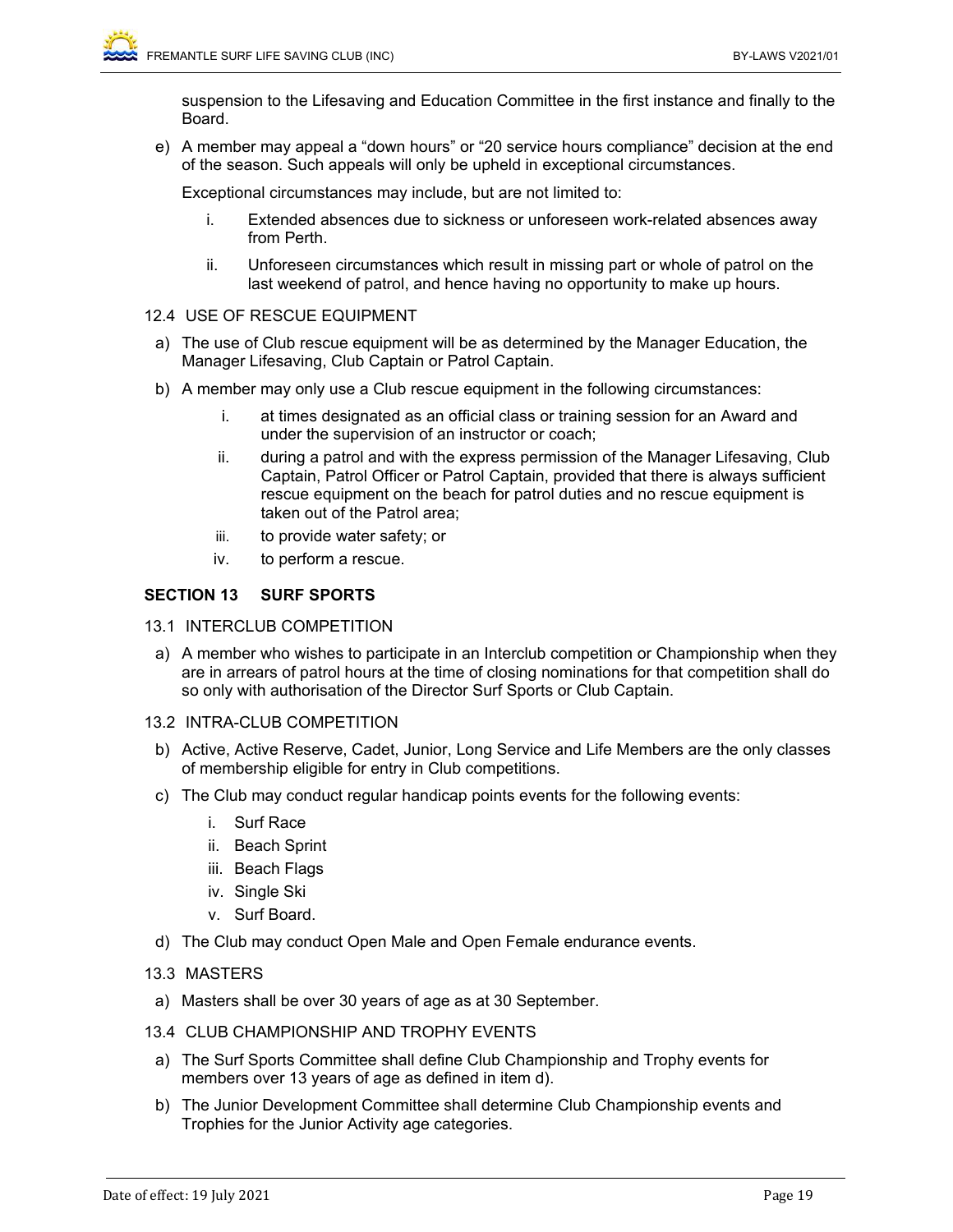suspension to the Lifesaving and Education Committee in the first instance and finally to the Board.

e) A member may appeal a "down hours" or "20 service hours compliance" decision at the end of the season. Such appeals will only be upheld in exceptional circumstances.

   Exceptional circumstances may include, but are not limited to:

   i. Extended absences due to sickness or unforeseen work-related absences away from Perth.

   ii. Unforeseen circumstances which result in missing part or whole of patrol on the last weekend of patrol, and hence having no opportunity to make up hours.

12.4 USE OF RESCUE EQUIPMENT

a) The use of Club rescue equipment will be as determined by the Manager Education, the Manager Lifesaving, Club Captain or Patrol Captain.

b) A member may only use a Club rescue equipment in the following circumstances:

   i. at times designated as an official class or training session for an Award and under the supervision of an instructor or coach;

   ii. during a patrol and with the express permission of the Manager Lifesaving, Club Captain, Patrol Officer or Patrol Captain, provided that there is always sufficient rescue equipment on the beach for patrol duties and no rescue equipment is taken out of the Patrol area;

   iii. to provide water safety; or

   iv. to perform a rescue.

## SECTION 13 SURF SPORTS

13.1 INTERCLUB COMPETITION

a) A member who wishes to participate in an Interclub competition or Championship when they are in arrears of patrol hours at the time of closing nominations for that competition shall do so only with authorisation of the Director Surf Sports or Club Captain.

13.2 INTRA-CLUB COMPETITION

b) Active, Active Reserve, Cadet, Junior, Long Service and Life Members are the only classes of membership eligible for entry in Club competitions.

c) The Club may conduct regular handicap points events for the following events:

   i. Surf Race
   ii. Beach Sprint
   iii. Beach Flags
   iv. Single Ski
   v. Surf Board.

d) The Club may conduct Open Male and Open Female endurance events.

13.3 MASTERS

a) Masters shall be over 30 years of age as at 30 September.

13.4 CLUB CHAMPIONSHIP AND TROPHY EVENTS

a) The Surf Sports Committee shall define Club Championship and Trophy events for members over 13 years of age as defined in item d).

b) The Junior Development Committee shall determine Club Championship events and Trophies for the Junior Activity age categories.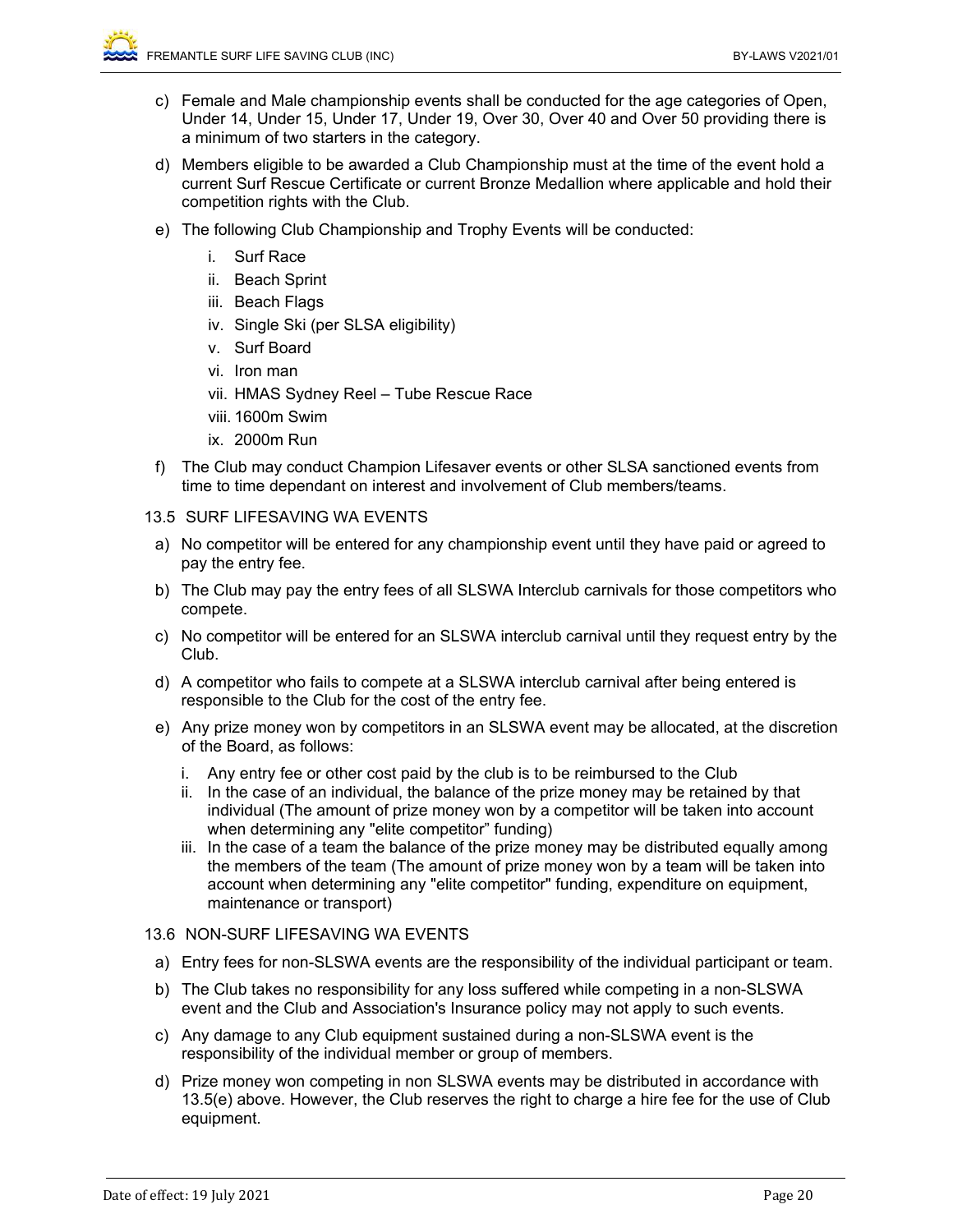c) Female and Male championship events shall be conducted for the age categories of Open, Under 14, Under 15, Under 17, Under 19, Over 30, Over 40 and Over 50 providing there is a minimum of two starters in the category.

d) Members eligible to be awarded a Club Championship must at the time of the event hold a current Surf Rescue Certificate or current Bronze Medallion where applicable and hold their competition rights with the Club.

e) The following Club Championship and Trophy Events will be conducted:

   i. Surf Race
   ii. Beach Sprint
   iii. Beach Flags
   iv. Single Ski (per SLSA eligibility)
   v. Surf Board
   vi. Iron man
   vii. HMAS Sydney Reel – Tube Rescue Race
   viii. 1600m Swim
   ix. 2000m Run

f) The Club may conduct Champion Lifesaver events or other SLSA sanctioned events from time to time dependant on interest and involvement of Club members/teams.

13.5 SURF LIFESAVING WA EVENTS

a) No competitor will be entered for any championship event until they have paid or agreed to pay the entry fee.

b) The Club may pay the entry fees of all SLSWA Interclub carnivals for those competitors who compete.

c) No competitor will be entered for an SLSWA interclub carnival until they request entry by the Club.

d) A competitor who fails to compete at a SLSWA interclub carnival after being entered is responsible to the Club for the cost of the entry fee.

e) Any prize money won by competitors in an SLSWA event may be allocated, at the discretion of the Board, as follows:

   i. Any entry fee or other cost paid by the club is to be reimbursed to the Club
   ii. In the case of an individual, the balance of the prize money may be retained by that individual (The amount of prize money won by a competitor will be taken into account when determining any "elite competitor" funding)
   iii. In the case of a team the balance of the prize money may be distributed equally among the members of the team (The amount of prize money won by a team will be taken into account when determining any "elite competitor" funding, expenditure on equipment, maintenance or transport)

13.6 NON-SURF LIFESAVING WA EVENTS

a) Entry fees for non-SLSWA events are the responsibility of the individual participant or team.

b) The Club takes no responsibility for any loss suffered while competing in a non-SLSWA event and the Club and Association's Insurance policy may not apply to such events.

c) Any damage to any Club equipment sustained during a non-SLSWA event is the responsibility of the individual member or group of members.

d) Prize money won competing in non SLSWA events may be distributed in accordance with 13.5(e) above. However, the Club reserves the right to charge a hire fee for the use of Club equipment.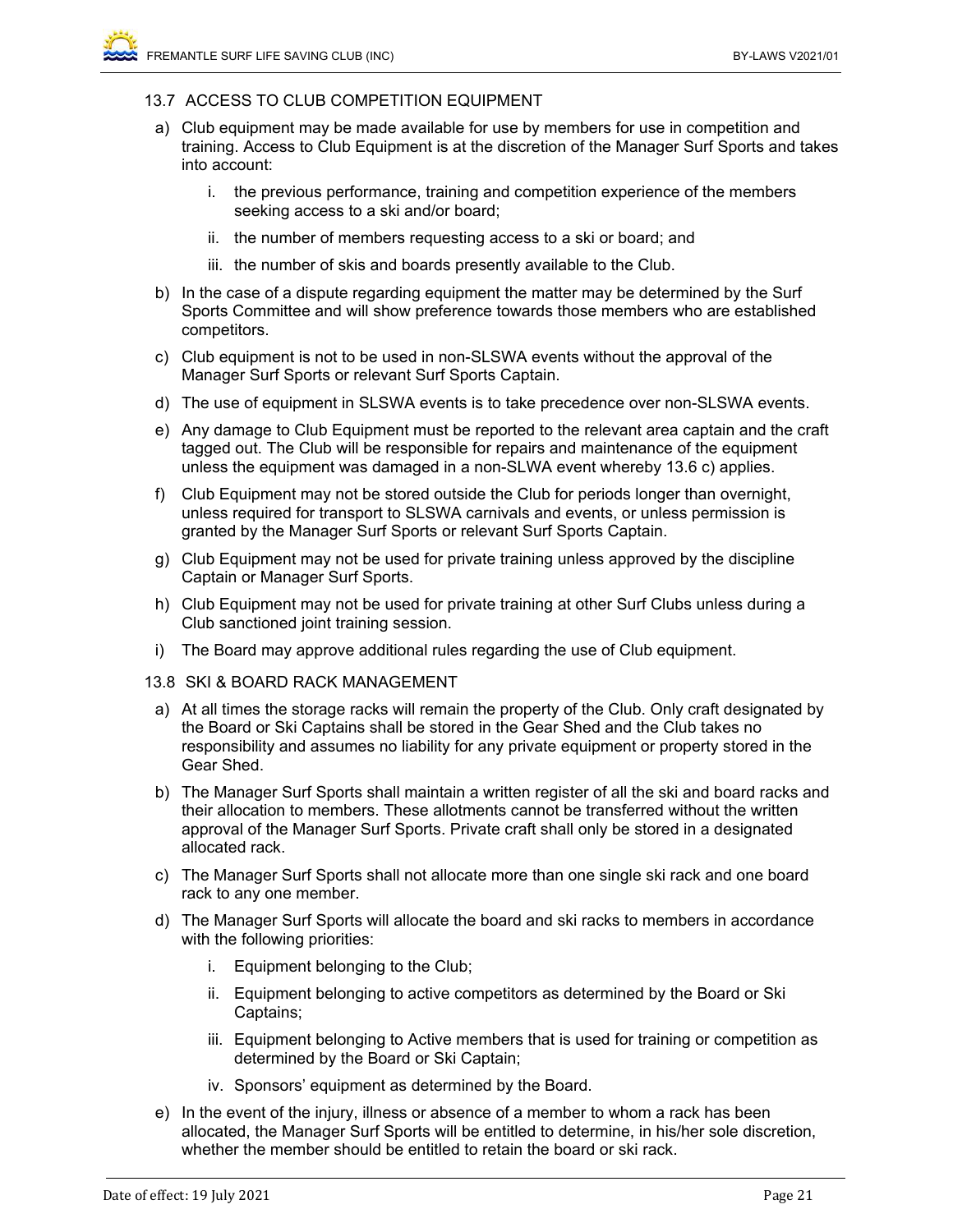### 13.7 ACCESS TO CLUB COMPETITION EQUIPMENT

a) Club equipment may be made available for use by members for use in competition and training. Access to Club Equipment is at the discretion of the Manager Surf Sports and takes into account:

   i. the previous performance, training and competition experience of the members seeking access to a ski and/or board;

   ii. the number of members requesting access to a ski or board; and

   iii. the number of skis and boards presently available to the Club.

b) In the case of a dispute regarding equipment the matter may be determined by the Surf Sports Committee and will show preference towards those members who are established competitors.

c) Club equipment is not to be used in non-SLSWA events without the approval of the Manager Surf Sports or relevant Surf Sports Captain.

d) The use of equipment in SLSWA events is to take precedence over non-SLSWA events.

e) Any damage to Club Equipment must be reported to the relevant area captain and the craft tagged out. The Club will be responsible for repairs and maintenance of the equipment unless the equipment was damaged in a non-SLWA event whereby 13.6 c) applies.

f) Club Equipment may not be stored outside the Club for periods longer than overnight, unless required for transport to SLSWA carnivals and events, or unless permission is granted by the Manager Surf Sports or relevant Surf Sports Captain.

g) Club Equipment may not be used for private training unless approved by the discipline Captain or Manager Surf Sports.

h) Club Equipment may not be used for private training at other Surf Clubs unless during a Club sanctioned joint training session.

i) The Board may approve additional rules regarding the use of Club equipment.

### 13.8 SKI & BOARD RACK MANAGEMENT

a) At all times the storage racks will remain the property of the Club. Only craft designated by the Board or Ski Captains shall be stored in the Gear Shed and the Club takes no responsibility and assumes no liability for any private equipment or property stored in the Gear Shed.

b) The Manager Surf Sports shall maintain a written register of all the ski and board racks and their allocation to members. These allotments cannot be transferred without the written approval of the Manager Surf Sports. Private craft shall only be stored in a designated allocated rack.

c) The Manager Surf Sports shall not allocate more than one single ski rack and one board rack to any one member.

d) The Manager Surf Sports will allocate the board and ski racks to members in accordance with the following priorities:

   i. Equipment belonging to the Club;

   ii. Equipment belonging to active competitors as determined by the Board or Ski Captains;

   iii. Equipment belonging to Active members that is used for training or competition as determined by the Board or Ski Captain;

   iv. Sponsors' equipment as determined by the Board.

e) In the event of the injury, illness or absence of a member to whom a rack has been allocated, the Manager Surf Sports will be entitled to determine, in his/her sole discretion, whether the member should be entitled to retain the board or ski rack.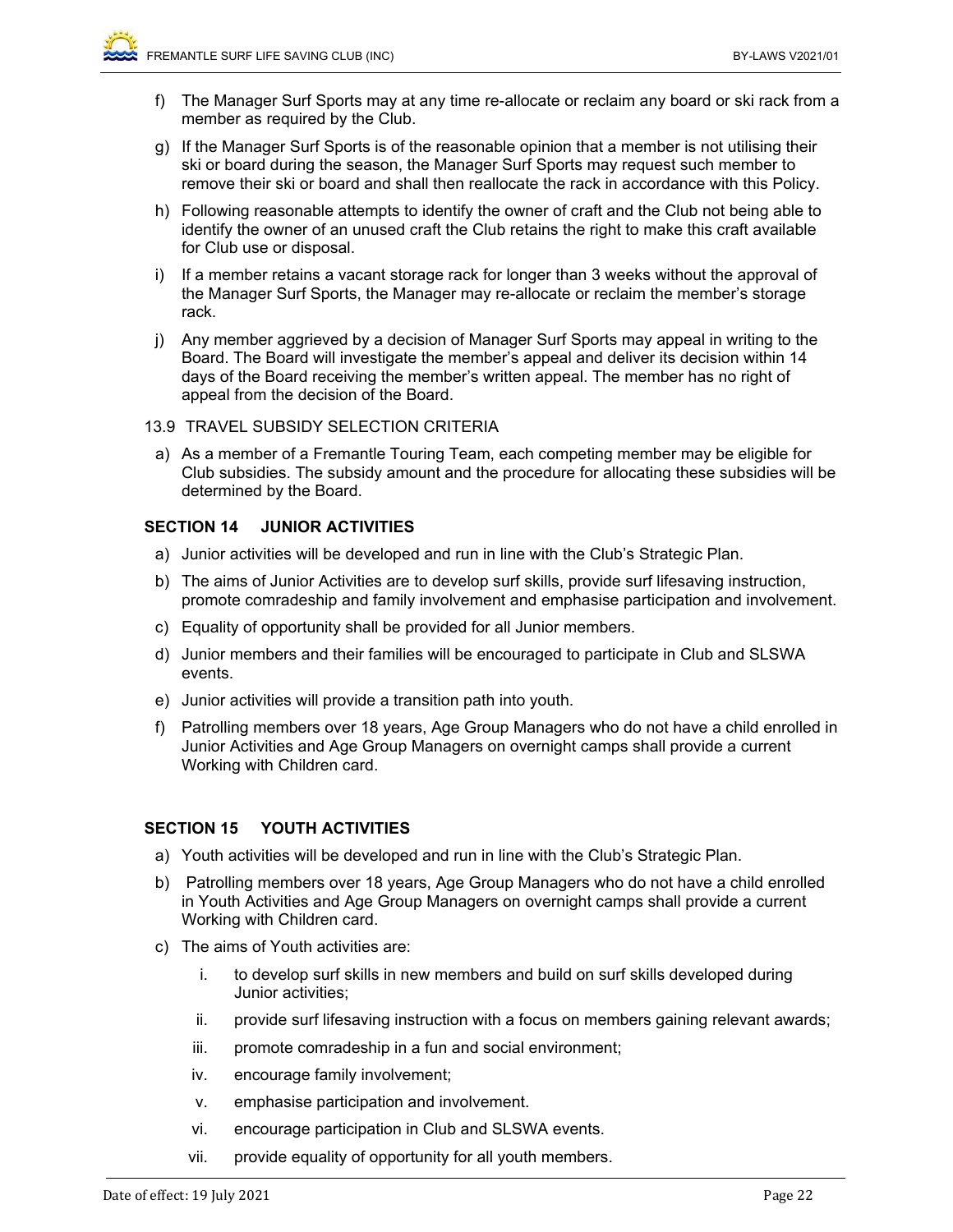f) The Manager Surf Sports may at any time re-allocate or reclaim any board or ski rack from a member as required by the Club.

g) If the Manager Surf Sports is of the reasonable opinion that a member is not utilising their ski or board during the season, the Manager Surf Sports may request such member to remove their ski or board and shall then reallocate the rack in accordance with this Policy.

h) Following reasonable attempts to identify the owner of craft and the Club not being able to identify the owner of an unused craft the Club retains the right to make this craft available for Club use or disposal.

i) If a member retains a vacant storage rack for longer than 3 weeks without the approval of the Manager Surf Sports, the Manager may re-allocate or reclaim the member's storage rack.

j) Any member aggrieved by a decision of Manager Surf Sports may appeal in writing to the Board. The Board will investigate the member's appeal and deliver its decision within 14 days of the Board receiving the member's written appeal. The member has no right of appeal from the decision of the Board.

13.9 TRAVEL SUBSIDY SELECTION CRITERIA

a) As a member of a Fremantle Touring Team, each competing member may be eligible for Club subsidies. The subsidy amount and the procedure for allocating these subsidies will be determined by the Board.

## SECTION 14 JUNIOR ACTIVITIES

a) Junior activities will be developed and run in line with the Club's Strategic Plan.

b) The aims of Junior Activities are to develop surf skills, provide surf lifesaving instruction, promote comradeship and family involvement and emphasise participation and involvement.

c) Equality of opportunity shall be provided for all Junior members.

d) Junior members and their families will be encouraged to participate in Club and SLSWA events.

e) Junior activities will provide a transition path into youth.

f) Patrolling members over 18 years, Age Group Managers who do not have a child enrolled in Junior Activities and Age Group Managers on overnight camps shall provide a current Working with Children card.

## SECTION 15 YOUTH ACTIVITIES

a) Youth activities will be developed and run in line with the Club's Strategic Plan.

b) Patrolling members over 18 years, Age Group Managers who do not have a child enrolled in Youth Activities and Age Group Managers on overnight camps shall provide a current Working with Children card.

c) The aims of Youth activities are:

   i. to develop surf skills in new members and build on surf skills developed during Junior activities;

   ii. provide surf lifesaving instruction with a focus on members gaining relevant awards;

   iii. promote comradeship in a fun and social environment;

   iv. encourage family involvement;

   v. emphasise participation and involvement.

   vi. encourage participation in Club and SLSWA events.

   vii. provide equality of opportunity for all youth members.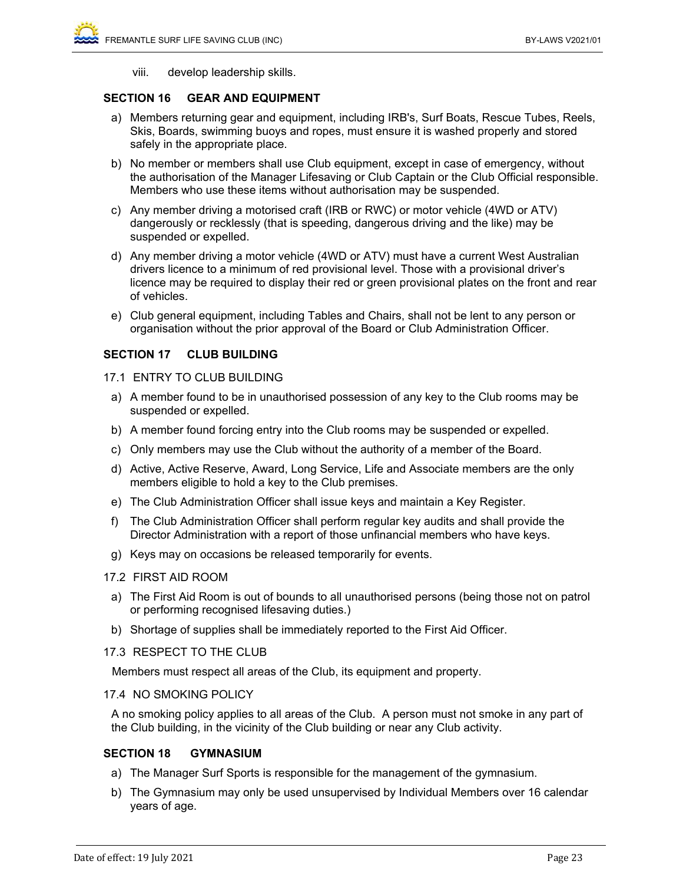viii. develop leadership skills.

## SECTION 16 GEAR AND EQUIPMENT

a) Members returning gear and equipment, including IRB's, Surf Boats, Rescue Tubes, Reels, Skis, Boards, swimming buoys and ropes, must ensure it is washed properly and stored safely in the appropriate place.

b) No member or members shall use Club equipment, except in case of emergency, without the authorisation of the Manager Lifesaving or Club Captain or the Club Official responsible. Members who use these items without authorisation may be suspended.

c) Any member driving a motorised craft (IRB or RWC) or motor vehicle (4WD or ATV) dangerously or recklessly (that is speeding, dangerous driving and the like) may be suspended or expelled.

d) Any member driving a motor vehicle (4WD or ATV) must have a current West Australian drivers licence to a minimum of red provisional level. Those with a provisional driver's licence may be required to display their red or green provisional plates on the front and rear of vehicles.

e) Club general equipment, including Tables and Chairs, shall not be lent to any person or organisation without the prior approval of the Board or Club Administration Officer.

## SECTION 17 CLUB BUILDING

### 17.1 ENTRY TO CLUB BUILDING

a) A member found to be in unauthorised possession of any key to the Club rooms may be suspended or expelled.

b) A member found forcing entry into the Club rooms may be suspended or expelled.

c) Only members may use the Club without the authority of a member of the Board.

d) Active, Active Reserve, Award, Long Service, Life and Associate members are the only members eligible to hold a key to the Club premises.

e) The Club Administration Officer shall issue keys and maintain a Key Register.

f) The Club Administration Officer shall perform regular key audits and shall provide the Director Administration with a report of those unfinancial members who have keys.

g) Keys may on occasions be released temporarily for events.

### 17.2 FIRST AID ROOM

a) The First Aid Room is out of bounds to all unauthorised persons (being those not on patrol or performing recognised lifesaving duties.)

b) Shortage of supplies shall be immediately reported to the First Aid Officer.

### 17.3 RESPECT TO THE CLUB

Members must respect all areas of the Club, its equipment and property.

### 17.4 NO SMOKING POLICY

A no smoking policy applies to all areas of the Club. A person must not smoke in any part of the Club building, in the vicinity of the Club building or near any Club activity.

## SECTION 18 GYMNASIUM

a) The Manager Surf Sports is responsible for the management of the gymnasium.

b) The Gymnasium may only be used unsupervised by Individual Members over 16 calendar years of age.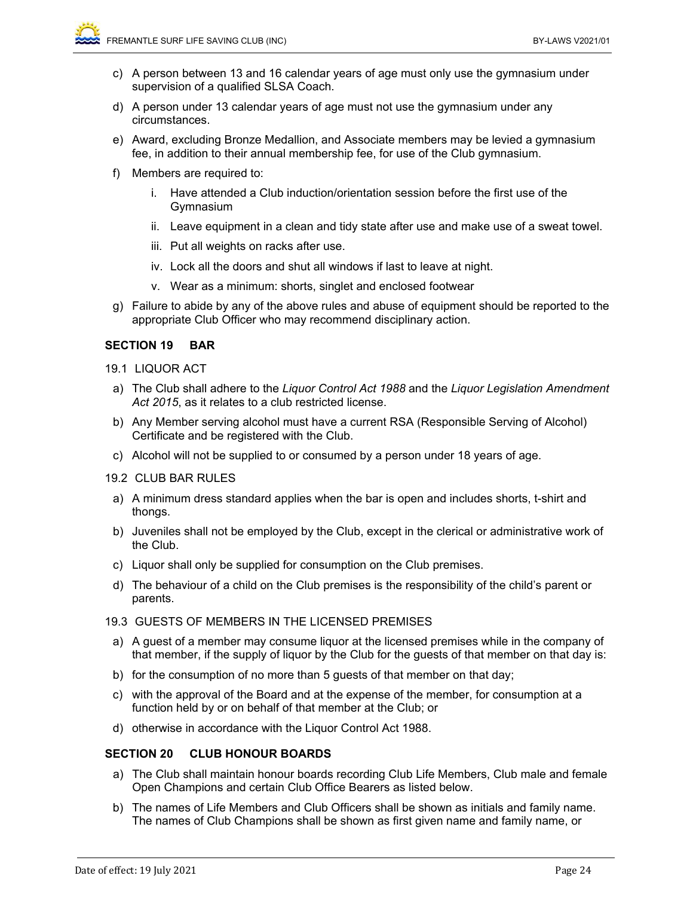c) A person between 13 and 16 calendar years of age must only use the gymnasium under supervision of a qualified SLSA Coach.

d) A person under 13 calendar years of age must not use the gymnasium under any circumstances.

e) Award, excluding Bronze Medallion, and Associate members may be levied a gymnasium fee, in addition to their annual membership fee, for use of the Club gymnasium.

f) Members are required to:

   i. Have attended a Club induction/orientation session before the first use of the Gymnasium

   ii. Leave equipment in a clean and tidy state after use and make use of a sweat towel.

   iii. Put all weights on racks after use.

   iv. Lock all the doors and shut all windows if last to leave at night.

   v. Wear as a minimum: shorts, singlet and enclosed footwear

g) Failure to abide by any of the above rules and abuse of equipment should be reported to the appropriate Club Officer who may recommend disciplinary action.

## SECTION 19 BAR

19.1 LIQUOR ACT

a) The Club shall adhere to the *Liquor Control Act 1988* and the *Liquor Legislation Amendment Act 2015*, as it relates to a club restricted license.

b) Any Member serving alcohol must have a current RSA (Responsible Serving of Alcohol) Certificate and be registered with the Club.

c) Alcohol will not be supplied to or consumed by a person under 18 years of age.

19.2 CLUB BAR RULES

a) A minimum dress standard applies when the bar is open and includes shorts, t-shirt and thongs.

b) Juveniles shall not be employed by the Club, except in the clerical or administrative work of the Club.

c) Liquor shall only be supplied for consumption on the Club premises.

d) The behaviour of a child on the Club premises is the responsibility of the child's parent or parents.

19.3 GUESTS OF MEMBERS IN THE LICENSED PREMISES

a) A guest of a member may consume liquor at the licensed premises while in the company of that member, if the supply of liquor by the Club for the guests of that member on that day is:

b) for the consumption of no more than 5 guests of that member on that day;

c) with the approval of the Board and at the expense of the member, for consumption at a function held by or on behalf of that member at the Club; or

d) otherwise in accordance with the Liquor Control Act 1988.

## SECTION 20 CLUB HONOUR BOARDS

a) The Club shall maintain honour boards recording Club Life Members, Club male and female Open Champions and certain Club Office Bearers as listed below.

b) The names of Life Members and Club Officers shall be shown as initials and family name. The names of Club Champions shall be shown as first given name and family name, or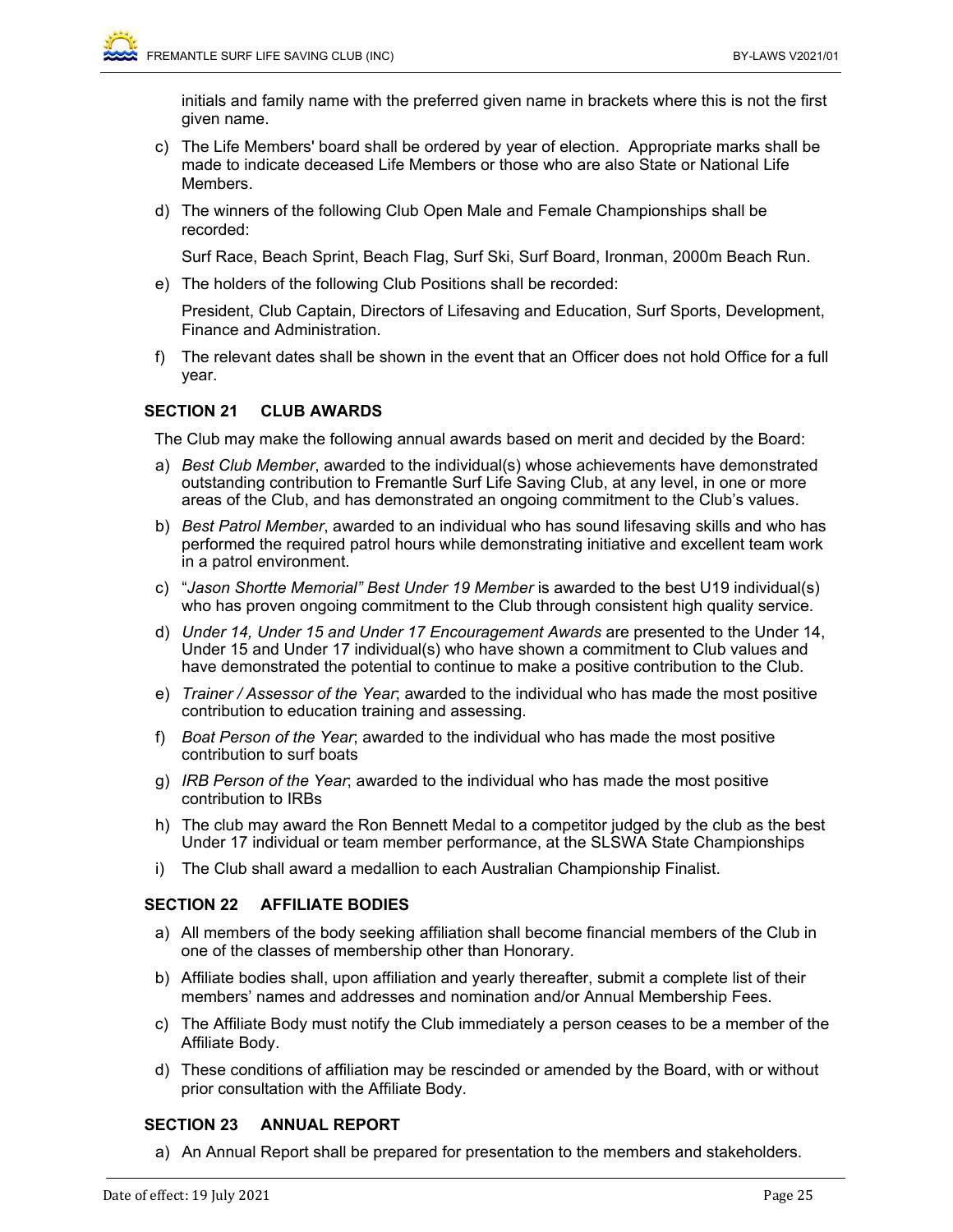initials and family name with the preferred given name in brackets where this is not the first given name.

c) The Life Members' board shall be ordered by year of election. Appropriate marks shall be made to indicate deceased Life Members or those who are also State or National Life Members.

d) The winners of the following Club Open Male and Female Championships shall be recorded:

   Surf Race, Beach Sprint, Beach Flag, Surf Ski, Surf Board, Ironman, 2000m Beach Run.

e) The holders of the following Club Positions shall be recorded:

   President, Club Captain, Directors of Lifesaving and Education, Surf Sports, Development, Finance and Administration.

f) The relevant dates shall be shown in the event that an Officer does not hold Office for a full year.

### SECTION 21 CLUB AWARDS

The Club may make the following annual awards based on merit and decided by the Board:

a) *Best Club Member*, awarded to the individual(s) whose achievements have demonstrated outstanding contribution to Fremantle Surf Life Saving Club, at any level, in one or more areas of the Club, and has demonstrated an ongoing commitment to the Club's values.

b) *Best Patrol Member*, awarded to an individual who has sound lifesaving skills and who has performed the required patrol hours while demonstrating initiative and excellent team work in a patrol environment.

c) "*Jason Shortte Memorial" Best Under 19 Member* is awarded to the best U19 individual(s) who has proven ongoing commitment to the Club through consistent high quality service.

d) *Under 14, Under 15 and Under 17 Encouragement Awards* are presented to the Under 14, Under 15 and Under 17 individual(s) who have shown a commitment to Club values and have demonstrated the potential to continue to make a positive contribution to the Club.

e) *Trainer / Assessor of the Year*; awarded to the individual who has made the most positive contribution to education training and assessing.

f) *Boat Person of the Year*; awarded to the individual who has made the most positive contribution to surf boats

g) *IRB Person of the Year*; awarded to the individual who has made the most positive contribution to IRBs

h) The club may award the Ron Bennett Medal to a competitor judged by the club as the best Under 17 individual or team member performance, at the SLSWA State Championships

i) The Club shall award a medallion to each Australian Championship Finalist.

### SECTION 22 AFFILIATE BODIES

a) All members of the body seeking affiliation shall become financial members of the Club in one of the classes of membership other than Honorary.

b) Affiliate bodies shall, upon affiliation and yearly thereafter, submit a complete list of their members' names and addresses and nomination and/or Annual Membership Fees.

c) The Affiliate Body must notify the Club immediately a person ceases to be a member of the Affiliate Body.

d) These conditions of affiliation may be rescinded or amended by the Board, with or without prior consultation with the Affiliate Body.

### SECTION 23 ANNUAL REPORT

a) An Annual Report shall be prepared for presentation to the members and stakeholders.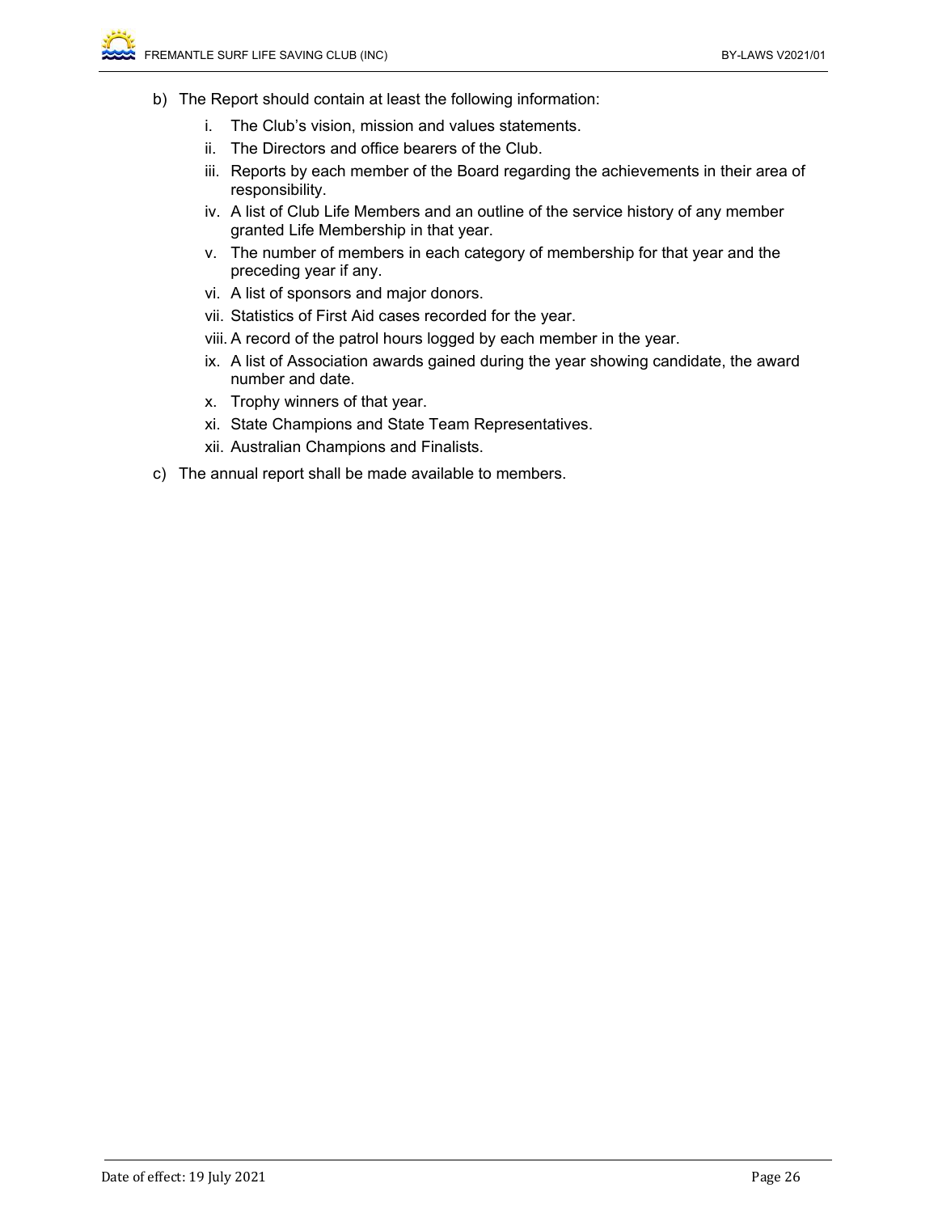b) The Report should contain at least the following information:

   i. The Club's vision, mission and values statements.
   ii. The Directors and office bearers of the Club.
   iii. Reports by each member of the Board regarding the achievements in their area of responsibility.
   iv. A list of Club Life Members and an outline of the service history of any member granted Life Membership in that year.
   v. The number of members in each category of membership for that year and the preceding year if any.
   vi. A list of sponsors and major donors.
   vii. Statistics of First Aid cases recorded for the year.
   viii. A record of the patrol hours logged by each member in the year.
   ix. A list of Association awards gained during the year showing candidate, the award number and date.
   x. Trophy winners of that year.
   xi. State Champions and State Team Representatives.
   xii. Australian Champions and Finalists.

c) The annual report shall be made available to members.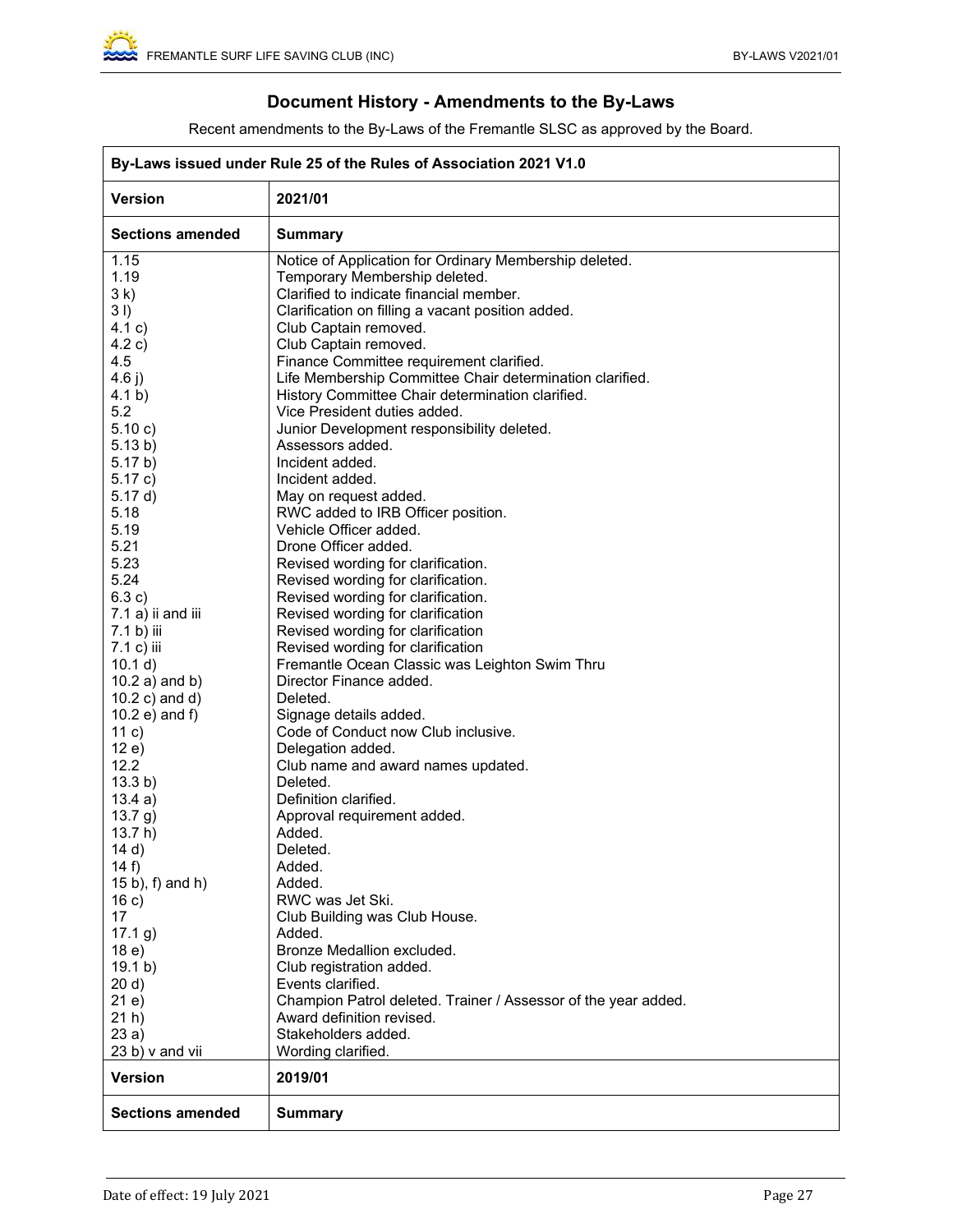## Document History - Amendments to the By-Laws

Recent amendments to the By-Laws of the Fremantle SLSC as approved by the Board.

| By-Laws issued under Rule 25 of the Rules of Association 2021 V1.0 | |
|---|---|
| **Version** | **2021/01** |
| **Sections amended** | **Summary** |
| 1.15 | Notice of Application for Ordinary Membership deleted. |
| 1.19 | Temporary Membership deleted. |
| 3 k) | Clarified to indicate financial member. |
| 3 l) | Clarification on filling a vacant position added. |
| 4.1 c) | Club Captain removed. |
| 4.2 c) | Club Captain removed. |
| 4.5 | Finance Committee requirement clarified. |
| 4.6 j) | Life Membership Committee Chair determination clarified. |
| 4.1 b) | History Committee Chair determination clarified. |
| 5.2 | Vice President duties added. |
| 5.10 c) | Junior Development responsibility deleted. |
| 5.13 b) | Assessors added. |
| 5.17 b) | Incident added. |
| 5.17 c) | Incident added. |
| 5.17 d) | May on request added. |
| 5.18 | RWC added to IRB Officer position. |
| 5.19 | Vehicle Officer added. |
| 5.21 | Drone Officer added. |
| 5.23 | Revised wording for clarification. |
| 5.24 | Revised wording for clarification. |
| 6.3 c) | Revised wording for clarification. |
| 7.1 a) ii and iii | Revised wording for clarification |
| 7.1 b) iii | Revised wording for clarification |
| 7.1 c) iii | Revised wording for clarification |
| 10.1 d) | Fremantle Ocean Classic was Leighton Swim Thru |
| 10.2 a) and b) | Director Finance added. |
| 10.2 c) and d) | Deleted. |
| 10.2 e) and f) | Signage details added. |
| 11 c) | Code of Conduct now Club inclusive. |
| 12 e) | Delegation added. |
| 12.2 | Club name and award names updated. |
| 13.3 b) | Deleted. |
| 13.4 a) | Definition clarified. |
| 13.7 g) | Approval requirement added. |
| 13.7 h) | Added. |
| 14 d) | Deleted. |
| 14 f) | Added. |
| 15 b), f) and h) | Added. |
| 16 c) | RWC was Jet Ski. |
| 17 | Club Building was Club House. |
| 17.1 g) | Added. |
| 18 e) | Bronze Medallion excluded. |
| 19.1 b) | Club registration added. |
| 20 d) | Events clarified. |
| 21 e) | Champion Patrol deleted. Trainer / Assessor of the year added. |
| 21 h) | Award definition revised. |
| 23 a) | Stakeholders added. |
| 23 b) v and vii | Wording clarified. |
| **Version** | **2019/01** |
| **Sections amended** | **Summary** |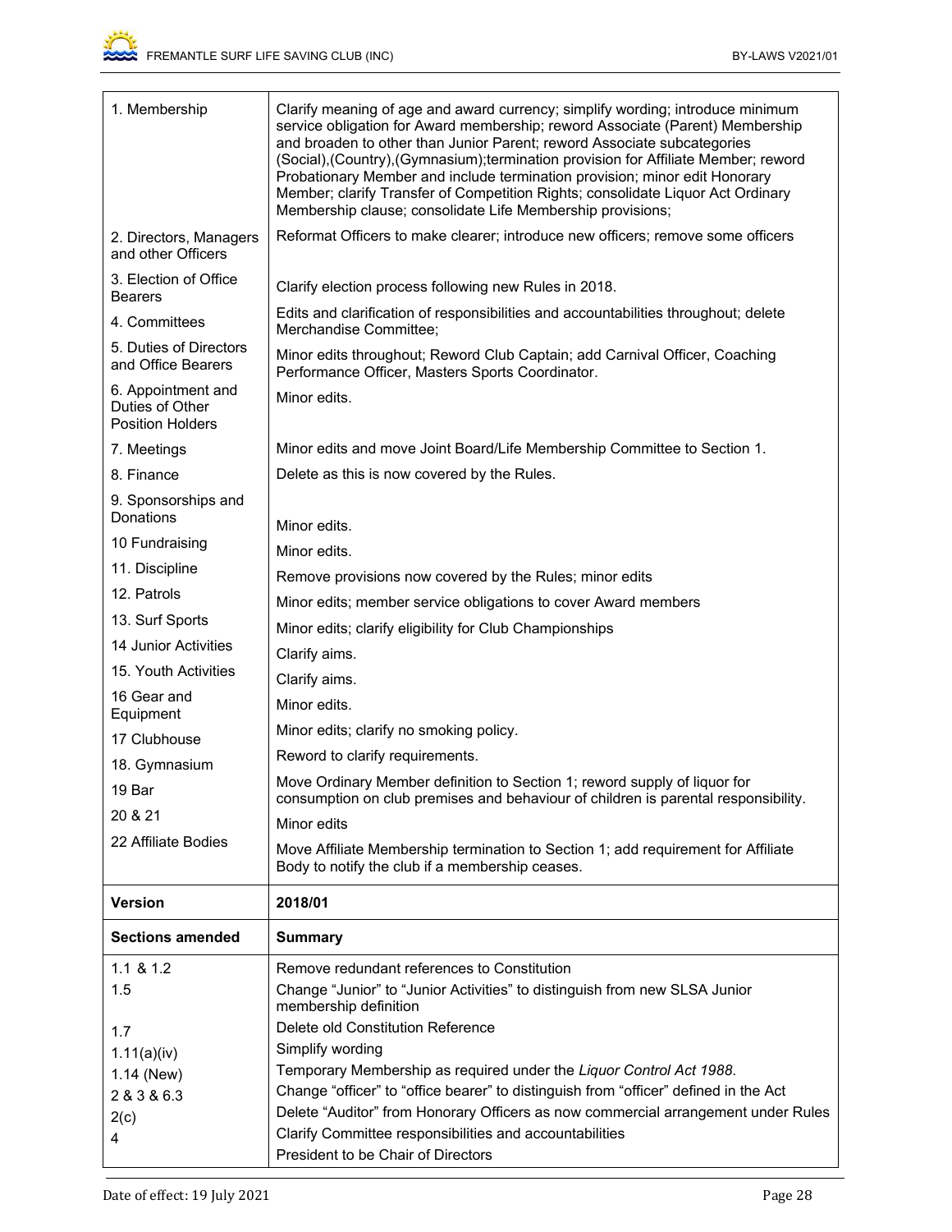| | |
|---|---|
| 1. Membership | Clarify meaning of age and award currency; simplify wording; introduce minimum service obligation for Award membership; reword Associate (Parent) Membership and broaden to other than Junior Parent; reword Associate subcategories (Social),(Country),(Gymnasium);termination provision for Affiliate Member; reword Probationary Member and include termination provision; minor edit Honorary Member; clarify Transfer of Competition Rights; consolidate Liquor Act Ordinary Membership clause; consolidate Life Membership provisions; |
| 2. Directors, Managers and other Officers | Reformat Officers to make clearer; introduce new officers; remove some officers |
| 3. Election of Office Bearers | Clarify election process following new Rules in 2018. |
| 4. Committees | Edits and clarification of responsibilities and accountabilities throughout; delete Merchandise Committee; |
| 5. Duties of Directors and Office Bearers | Minor edits throughout; Reword Club Captain; add Carnival Officer, Coaching Performance Officer, Masters Sports Coordinator. |
| 6. Appointment and Duties of Other Position Holders | Minor edits. |
| 7. Meetings | Minor edits and move Joint Board/Life Membership Committee to Section 1. |
| 8. Finance | Delete as this is now covered by the Rules. |
| 9. Sponsorships and Donations | Minor edits. |
| 10 Fundraising | Minor edits. |
| 11. Discipline | Remove provisions now covered by the Rules; minor edits |
| 12. Patrols | Minor edits; member service obligations to cover Award members |
| 13. Surf Sports | Minor edits; clarify eligibility for Club Championships |
| 14 Junior Activities | Clarify aims. |
| 15. Youth Activities | Clarify aims. |
| 16 Gear and Equipment | Minor edits. |
| 17 Clubhouse | Minor edits; clarify no smoking policy. |
| 18. Gymnasium | Reword to clarify requirements. |
| 19 Bar | Move Ordinary Member definition to Section 1; reword supply of liquor for consumption on club premises and behaviour of children is parental responsibility. |
| 20 & 21 | Minor edits |
| 22 Affiliate Bodies | Move Affiliate Membership termination to Section 1; add requirement for Affiliate Body to notify the club if a membership ceases. |
| **Version** | **2018/01** |
| **Sections amended** | **Summary** |
| 1.1 & 1.2 | Remove redundant references to Constitution |
| 1.5 | Change "Junior" to "Junior Activities" to distinguish from new SLSA Junior membership definition |
| 1.7 | Delete old Constitution Reference |
| 1.11(a)(iv) | Simplify wording |
| 1.14 (New) | Temporary Membership as required under the *Liquor Control Act 1988*. |
| 2 & 3 & 6.3 | Change "officer" to "office bearer" to distinguish from "officer" defined in the Act |
| 2(c) | Delete "Auditor" from Honorary Officers as now commercial arrangement under Rules |
| 4 | Clarify Committee responsibilities and accountabilities |
| | President to be Chair of Directors |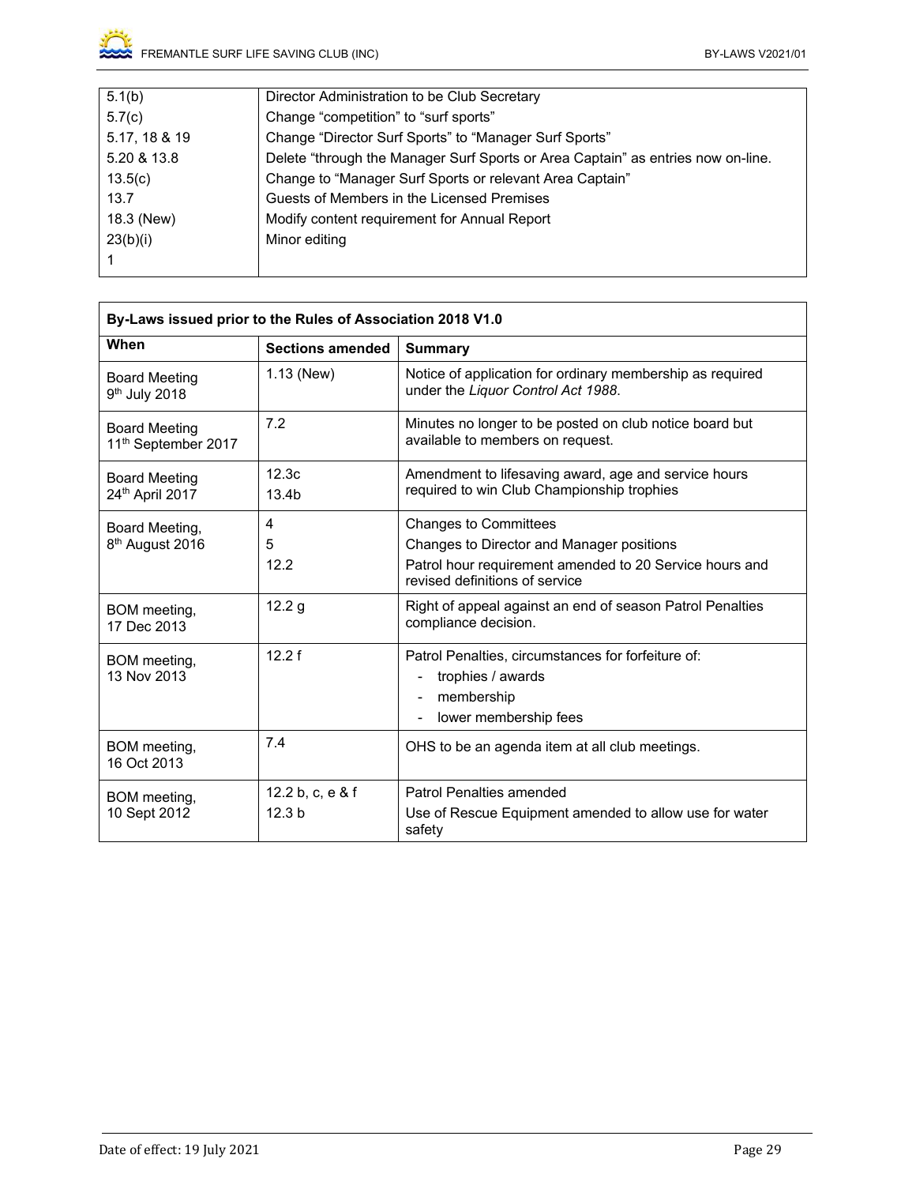| | |
|---|---|
| 5.1(b) | Director Administration to be Club Secretary |
| 5.7(c) | Change "competition" to "surf sports" |
| 5.17, 18 & 19 | Change "Director Surf Sports" to "Manager Surf Sports" |
| 5.20 & 13.8 | Delete "through the Manager Surf Sports or Area Captain" as entries now on-line. |
| 13.5(c) | Change to "Manager Surf Sports or relevant Area Captain" |
| 13.7 | Guests of Members in the Licensed Premises |
| 18.3 (New) | Modify content requirement for Annual Report |
| 23(b)(i) | Minor editing |
| 1 | |

| By-Laws issued prior to the Rules of Association 2018 V1.0 | | |
|---|---|---|
| **When** | **Sections amended** | **Summary** |
| Board Meeting 9th July 2018 | 1.13 (New) | Notice of application for ordinary membership as required under the *Liquor Control Act 1988*. |
| Board Meeting 11th September 2017 | 7.2 | Minutes no longer to be posted on club notice board but available to members on request. |
| Board Meeting 24th April 2017 | 12.3c<br>13.4b | Amendment to lifesaving award, age and service hours required to win Club Championship trophies |
| Board Meeting, 8th August 2016 | 4<br>5<br>12.2 | Changes to Committees<br>Changes to Director and Manager positions<br>Patrol hour requirement amended to 20 Service hours and revised definitions of service |
| BOM meeting, 17 Dec 2013 | 12.2 g | Right of appeal against an end of season Patrol Penalties compliance decision. |
| BOM meeting, 13 Nov 2013 | 12.2 f | Patrol Penalties, circumstances for forfeiture of:<br>- trophies / awards<br>- membership<br>- lower membership fees |
| BOM meeting, 16 Oct 2013 | 7.4 | OHS to be an agenda item at all club meetings. |
| BOM meeting, 10 Sept 2012 | 12.2 b, c, e & f<br>12.3 b | Patrol Penalties amended<br>Use of Rescue Equipment amended to allow use for water safety |